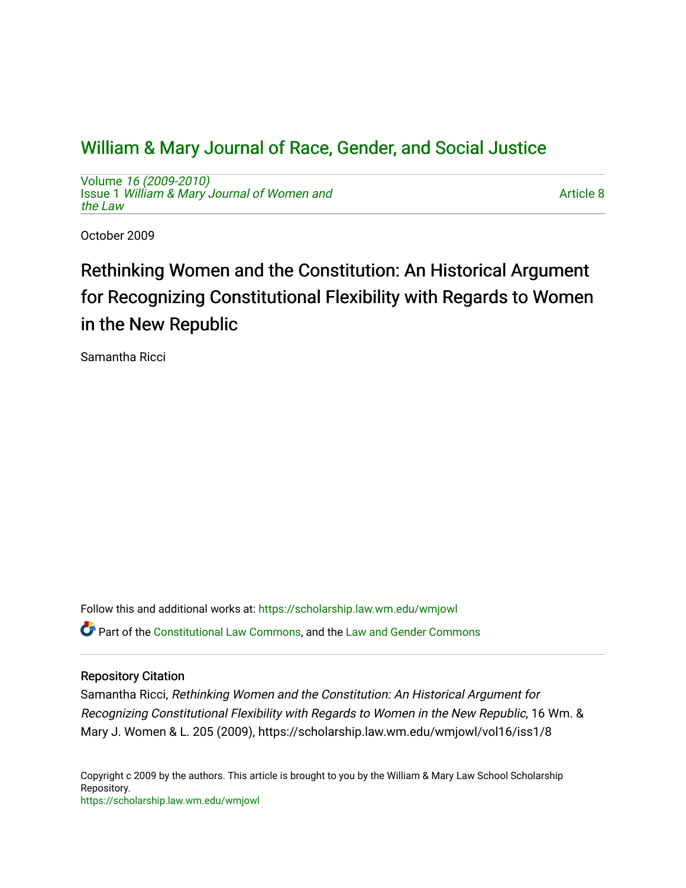# William & Mary Journal of Race, Gender, and Social Justice

Volume *16 (2009-2010)*
Issue 1 *William & Mary Journal of Women and the Law*

Article 8

October 2009

## Rethinking Women and the Constitution: An Historical Argument for Recognizing Constitutional Flexibility with Regards to Women in the New Republic

Samantha Ricci

Follow this and additional works at: https://scholarship.law.wm.edu/wmjowl

Part of the Constitutional Law Commons, and the Law and Gender Commons

### Repository Citation

Samantha Ricci, *Rethinking Women and the Constitution: An Historical Argument for Recognizing Constitutional Flexibility with Regards to Women in the New Republic*, 16 Wm. & Mary J. Women & L. 205 (2009), https://scholarship.law.wm.edu/wmjowl/vol16/iss1/8

Copyright c 2009 by the authors. This article is brought to you by the William & Mary Law School Scholarship Repository.
https://scholarship.law.wm.edu/wmjowl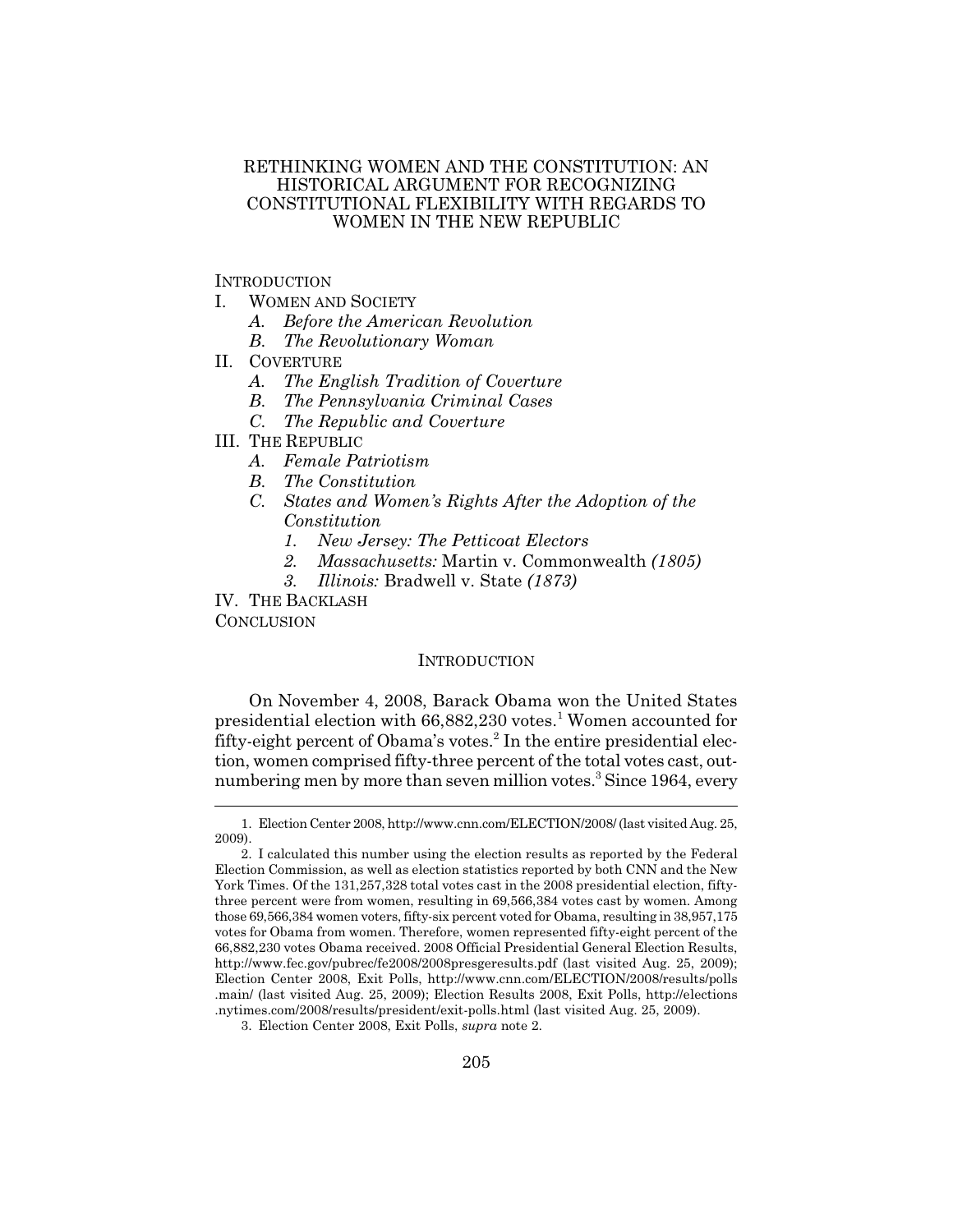# RETHINKING WOMEN AND THE CONSTITUTION: AN HISTORICAL ARGUMENT FOR RECOGNIZING CONSTITUTIONAL FLEXIBILITY WITH REGARDS TO WOMEN IN THE NEW REPUBLIC

INTRODUCTION

I. WOMEN AND SOCIETY
   - *A. Before the American Revolution*
   - *B. The Revolutionary Woman*

II. COVERTURE
   - *A. The English Tradition of Coverture*
   - *B. The Pennsylvania Criminal Cases*
   - *C. The Republic and Coverture*

III. THE REPUBLIC
   - *A. Female Patriotism*
   - *B. The Constitution*
   - *C. States and Women's Rights After the Adoption of the Constitution*
     1. *New Jersey: The Petticoat Electors*
     2. *Massachusetts:* Martin v. Commonwealth *(1805)*
     3. *Illinois:* Bradwell v. State *(1873)*

IV. THE BACKLASH

CONCLUSION

## INTRODUCTION

On November 4, 2008, Barack Obama won the United States presidential election with 66,882,230 votes.[1] Women accounted for fifty-eight percent of Obama's votes.[2] In the entire presidential election, women comprised fifty-three percent of the total votes cast, outnumbering men by more than seven million votes.[3] Since 1964, every

---

1. Election Center 2008, http://www.cnn.com/ELECTION/2008/ (last visited Aug. 25, 2009).

2. I calculated this number using the election results as reported by the Federal Election Commission, as well as election statistics reported by both CNN and the New York Times. Of the 131,257,328 total votes cast in the 2008 presidential election, fifty-three percent were from women, resulting in 69,566,384 votes cast by women. Among those 69,566,384 women voters, fifty-six percent voted for Obama, resulting in 38,957,175 votes for Obama from women. Therefore, women represented fifty-eight percent of the 66,882,230 votes Obama received. 2008 Official Presidential General Election Results, http://www.fec.gov/pubrec/fe2008/2008presgeresults.pdf (last visited Aug. 25, 2009); Election Center 2008, Exit Polls, http://www.cnn.com/ELECTION/2008/results/polls.main/ (last visited Aug. 25, 2009); Election Results 2008, Exit Polls, http://elections.nytimes.com/2008/results/president/exit-polls.html (last visited Aug. 25, 2009).

3. Election Center 2008, Exit Polls, *supra* note 2.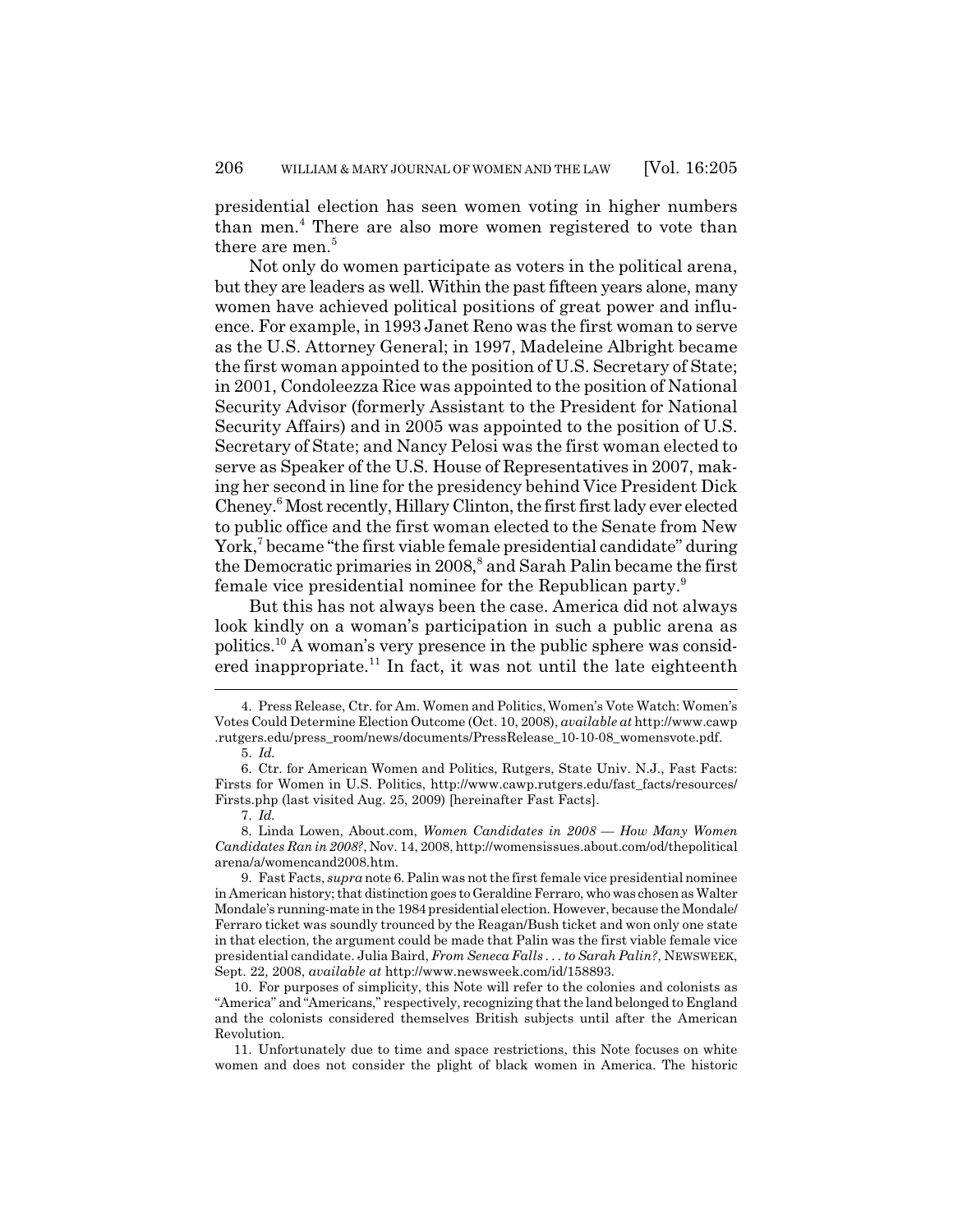presidential election has seen women voting in higher numbers than men.[4] There are also more women registered to vote than there are men.[5]

Not only do women participate as voters in the political arena, but they are leaders as well. Within the past fifteen years alone, many women have achieved political positions of great power and influence. For example, in 1993 Janet Reno was the first woman to serve as the U.S. Attorney General; in 1997, Madeleine Albright became the first woman appointed to the position of U.S. Secretary of State; in 2001, Condoleezza Rice was appointed to the position of National Security Advisor (formerly Assistant to the President for National Security Affairs) and in 2005 was appointed to the position of U.S. Secretary of State; and Nancy Pelosi was the first woman elected to serve as Speaker of the U.S. House of Representatives in 2007, making her second in line for the presidency behind Vice President Dick Cheney.[6] Most recently, Hillary Clinton, the first first lady ever elected to public office and the first woman elected to the Senate from New York,[7] became "the first viable female presidential candidate" during the Democratic primaries in 2008,[8] and Sarah Palin became the first female vice presidential nominee for the Republican party.[9]

But this has not always been the case. America did not always look kindly on a woman's participation in such a public arena as politics.[10] A woman's very presence in the public sphere was considered inappropriate.[11] In fact, it was not until the late eighteenth

---

4. Press Release, Ctr. for Am. Women and Politics, Women's Vote Watch: Women's Votes Could Determine Election Outcome (Oct. 10, 2008), *available at* http://www.cawp.rutgers.edu/press_room/news/documents/PressRelease_10-10-08_womensvote.pdf.

5. *Id.*

6. Ctr. for American Women and Politics, Rutgers, State Univ. N.J., Fast Facts: Firsts for Women in U.S. Politics, http://www.cawp.rutgers.edu/fast_facts/resources/Firsts.php (last visited Aug. 25, 2009) [hereinafter Fast Facts].

7. *Id.*

8. Linda Lowen, About.com, *Women Candidates in 2008 — How Many Women Candidates Ran in 2008?*, Nov. 14, 2008, http://womensissues.about.com/od/thepoliticalarena/a/womencand2008.htm.

9. Fast Facts, *supra* note 6. Palin was not the first female vice presidential nominee in American history; that distinction goes to Geraldine Ferraro, who was chosen as Walter Mondale's running-mate in the 1984 presidential election. However, because the Mondale/Ferraro ticket was soundly trounced by the Reagan/Bush ticket and won only one state in that election, the argument could be made that Palin was the first viable female vice presidential candidate. Julia Baird, *From Seneca Falls . . . to Sarah Palin?*, NEWSWEEK, Sept. 22, 2008, *available at* http://www.newsweek.com/id/158893.

10. For purposes of simplicity, this Note will refer to the colonies and colonists as "America" and "Americans," respectively, recognizing that the land belonged to England and the colonists considered themselves British subjects until after the American Revolution.

11. Unfortunately due to time and space restrictions, this Note focuses on white women and does not consider the plight of black women in America. The historic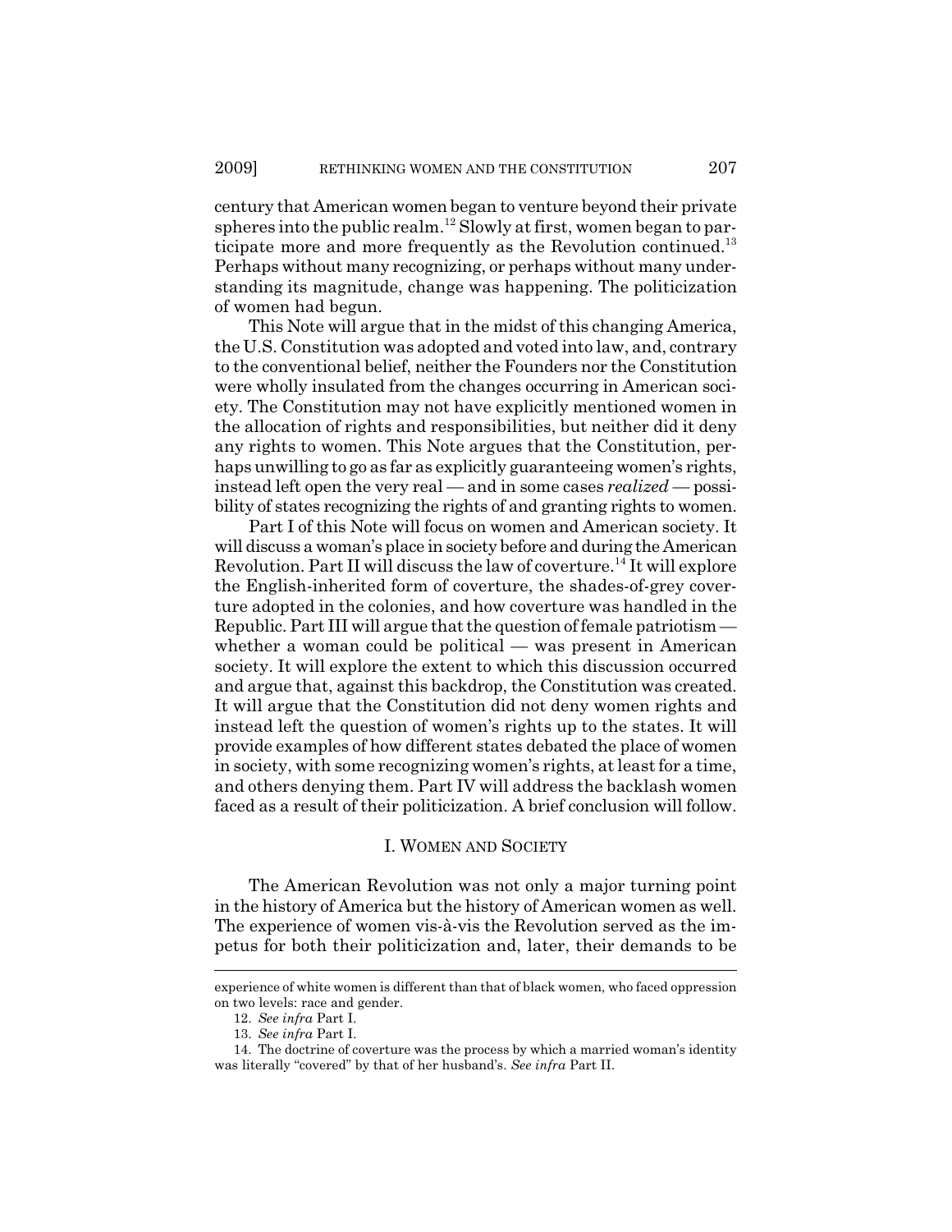century that American women began to venture beyond their private spheres into the public realm.[12] Slowly at first, women began to participate more and more frequently as the Revolution continued.[13] Perhaps without many recognizing, or perhaps without many understanding its magnitude, change was happening. The politicization of women had begun.

This Note will argue that in the midst of this changing America, the U.S. Constitution was adopted and voted into law, and, contrary to the conventional belief, neither the Founders nor the Constitution were wholly insulated from the changes occurring in American society. The Constitution may not have explicitly mentioned women in the allocation of rights and responsibilities, but neither did it deny any rights to women. This Note argues that the Constitution, perhaps unwilling to go as far as explicitly guaranteeing women's rights, instead left open the very real — and in some cases *realized* — possibility of states recognizing the rights of and granting rights to women.

Part I of this Note will focus on women and American society. It will discuss a woman's place in society before and during the American Revolution. Part II will discuss the law of coverture.[14] It will explore the English-inherited form of coverture, the shades-of-grey coverture adopted in the colonies, and how coverture was handled in the Republic. Part III will argue that the question of female patriotism — whether a woman could be political — was present in American society. It will explore the extent to which this discussion occurred and argue that, against this backdrop, the Constitution was created. It will argue that the Constitution did not deny women rights and instead left the question of women's rights up to the states. It will provide examples of how different states debated the place of women in society, with some recognizing women's rights, at least for a time, and others denying them. Part IV will address the backlash women faced as a result of their politicization. A brief conclusion will follow.

## I. WOMEN AND SOCIETY

The American Revolution was not only a major turning point in the history of America but the history of American women as well. The experience of women vis-à-vis the Revolution served as the impetus for both their politicization and, later, their demands to be

---

experience of white women is different than that of black women, who faced oppression on two levels: race and gender.

12. *See infra* Part I.

13. *See infra* Part I.

14. The doctrine of coverture was the process by which a married woman's identity was literally "covered" by that of her husband's. *See infra* Part II.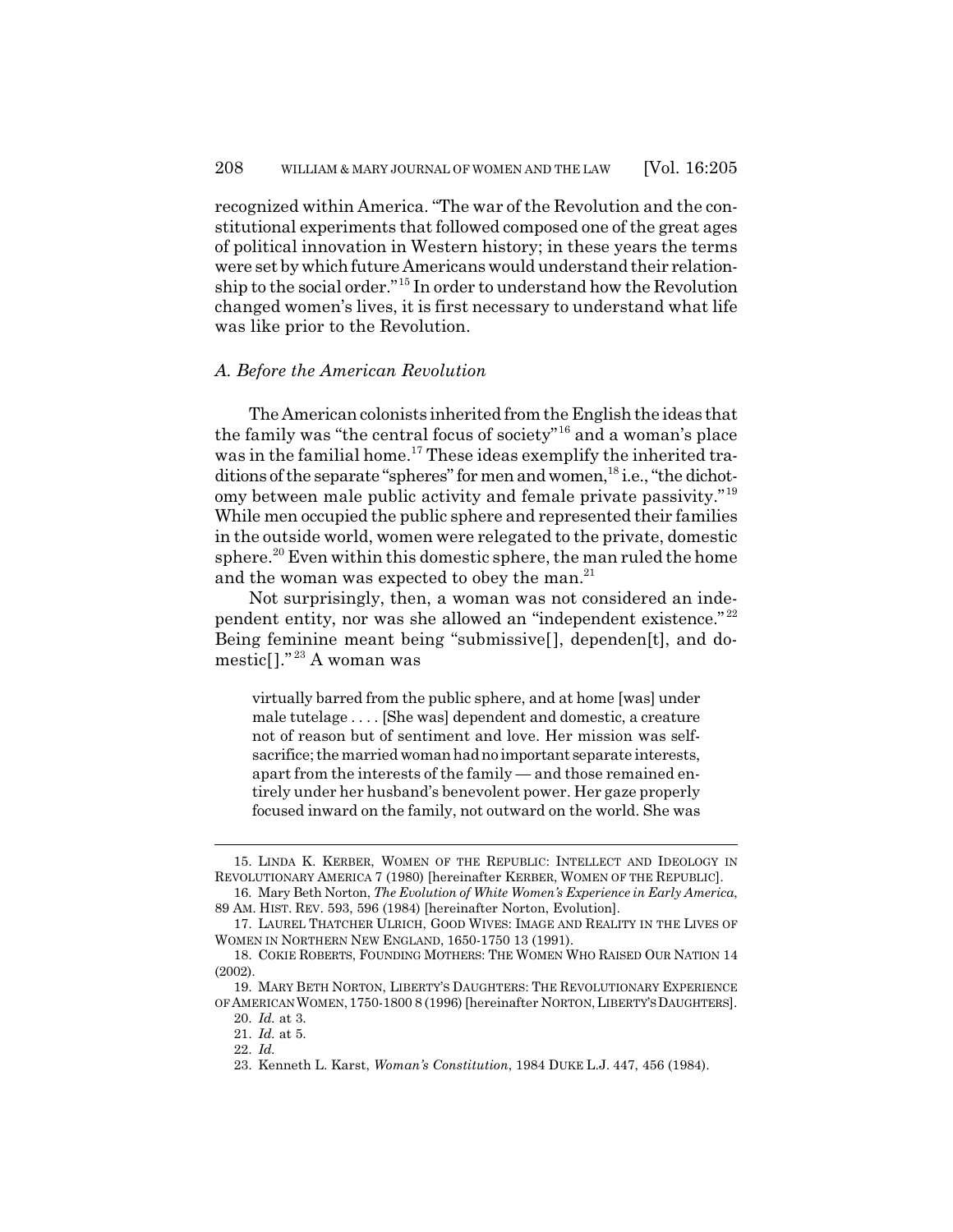recognized within America. "The war of the Revolution and the constitutional experiments that followed composed one of the great ages of political innovation in Western history; in these years the terms were set by which future Americans would understand their relationship to the social order."[15] In order to understand how the Revolution changed women's lives, it is first necessary to understand what life was like prior to the Revolution.

### *A. Before the American Revolution*

The American colonists inherited from the English the ideas that the family was "the central focus of society"[16] and a woman's place was in the familial home.[17] These ideas exemplify the inherited traditions of the separate "spheres" for men and women,[18] i.e., "the dichotomy between male public activity and female private passivity."[19] While men occupied the public sphere and represented their families in the outside world, women were relegated to the private, domestic sphere.[20] Even within this domestic sphere, the man ruled the home and the woman was expected to obey the man.[21]

Not surprisingly, then, a woman was not considered an independent entity, nor was she allowed an "independent existence."[22] Being feminine meant being "submissive[], dependen[t], and domestic[]."[23] A woman was

> virtually barred from the public sphere, and at home [was] under male tutelage . . . . [She was] dependent and domestic, a creature not of reason but of sentiment and love. Her mission was self-sacrifice; the married woman had no important separate interests, apart from the interests of the family — and those remained entirely under her husband's benevolent power. Her gaze properly focused inward on the family, not outward on the world. She was

15. LINDA K. KERBER, WOMEN OF THE REPUBLIC: INTELLECT AND IDEOLOGY IN REVOLUTIONARY AMERICA 7 (1980) [hereinafter KERBER, WOMEN OF THE REPUBLIC].

16. Mary Beth Norton, *The Evolution of White Women's Experience in Early America*, 89 AM. HIST. REV. 593, 596 (1984) [hereinafter Norton, Evolution].

17. LAUREL THATCHER ULRICH, GOOD WIVES: IMAGE AND REALITY IN THE LIVES OF WOMEN IN NORTHERN NEW ENGLAND, 1650-1750 13 (1991).

18. COKIE ROBERTS, FOUNDING MOTHERS: THE WOMEN WHO RAISED OUR NATION 14 (2002).

19. MARY BETH NORTON, LIBERTY'S DAUGHTERS: THE REVOLUTIONARY EXPERIENCE OF AMERICAN WOMEN, 1750-1800 8 (1996) [hereinafter NORTON, LIBERTY'S DAUGHTERS].

20. *Id.* at 3.

21. *Id.* at 5.

22. *Id.*

23. Kenneth L. Karst, *Woman's Constitution*, 1984 DUKE L.J. 447, 456 (1984).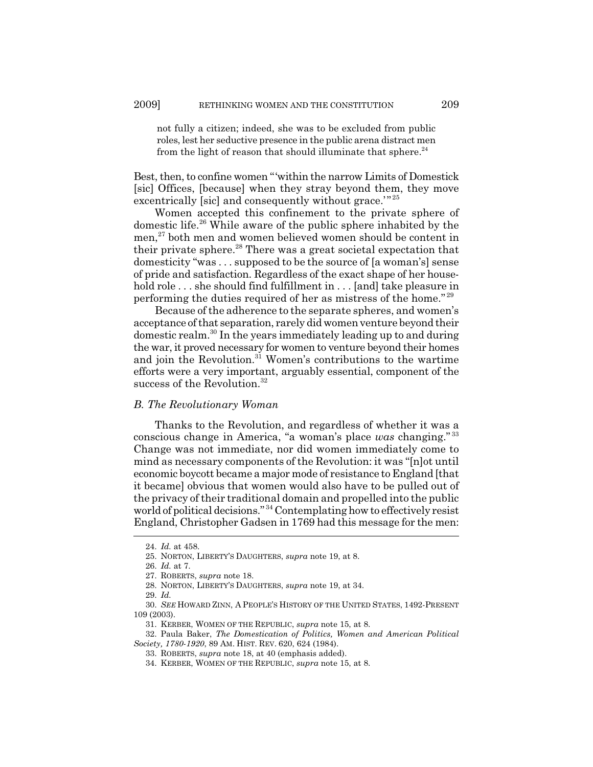not fully a citizen; indeed, she was to be excluded from public roles, lest her seductive presence in the public arena distract men from the light of reason that should illuminate that sphere.[24]

Best, then, to confine women "'within the narrow Limits of Domestick [sic] Offices, [because] when they stray beyond them, they move excentrically [sic] and consequently without grace.'"[25]

Women accepted this confinement to the private sphere of domestic life.[26] While aware of the public sphere inhabited by the men,[27] both men and women believed women should be content in their private sphere.[28] There was a great societal expectation that domesticity "was . . . supposed to be the source of [a woman's] sense of pride and satisfaction. Regardless of the exact shape of her household role . . . she should find fulfillment in . . . [and] take pleasure in performing the duties required of her as mistress of the home."[29]

Because of the adherence to the separate spheres, and women's acceptance of that separation, rarely did women venture beyond their domestic realm.[30] In the years immediately leading up to and during the war, it proved necessary for women to venture beyond their homes and join the Revolution.[31] Women's contributions to the wartime efforts were a very important, arguably essential, component of the success of the Revolution.[32]

### *B. The Revolutionary Woman*

Thanks to the Revolution, and regardless of whether it was a conscious change in America, "a woman's place *was* changing."[33] Change was not immediate, nor did women immediately come to mind as necessary components of the Revolution: it was "[n]ot until economic boycott became a major mode of resistance to England [that it became] obvious that women would also have to be pulled out of the privacy of their traditional domain and propelled into the public world of political decisions."[34] Contemplating how to effectively resist England, Christopher Gadsen in 1769 had this message for the men:

---

24. *Id.* at 458.
25. NORTON, LIBERTY'S DAUGHTERS, *supra* note 19, at 8.
26. *Id.* at 7.
27. ROBERTS, *supra* note 18.
28. NORTON, LIBERTY'S DAUGHTERS, *supra* note 19, at 34.
29. *Id.*
30. *SEE* HOWARD ZINN, A PEOPLE'S HISTORY OF THE UNITED STATES, 1492-PRESENT 109 (2003).
31. KERBER, WOMEN OF THE REPUBLIC, *supra* note 15, at 8.
32. Paula Baker, *The Domestication of Politics, Women and American Political Society, 1780-1920*, 89 AM. HIST. REV. 620, 624 (1984).
33. ROBERTS, *supra* note 18, at 40 (emphasis added).
34. KERBER, WOMEN OF THE REPUBLIC, *supra* note 15, at 8.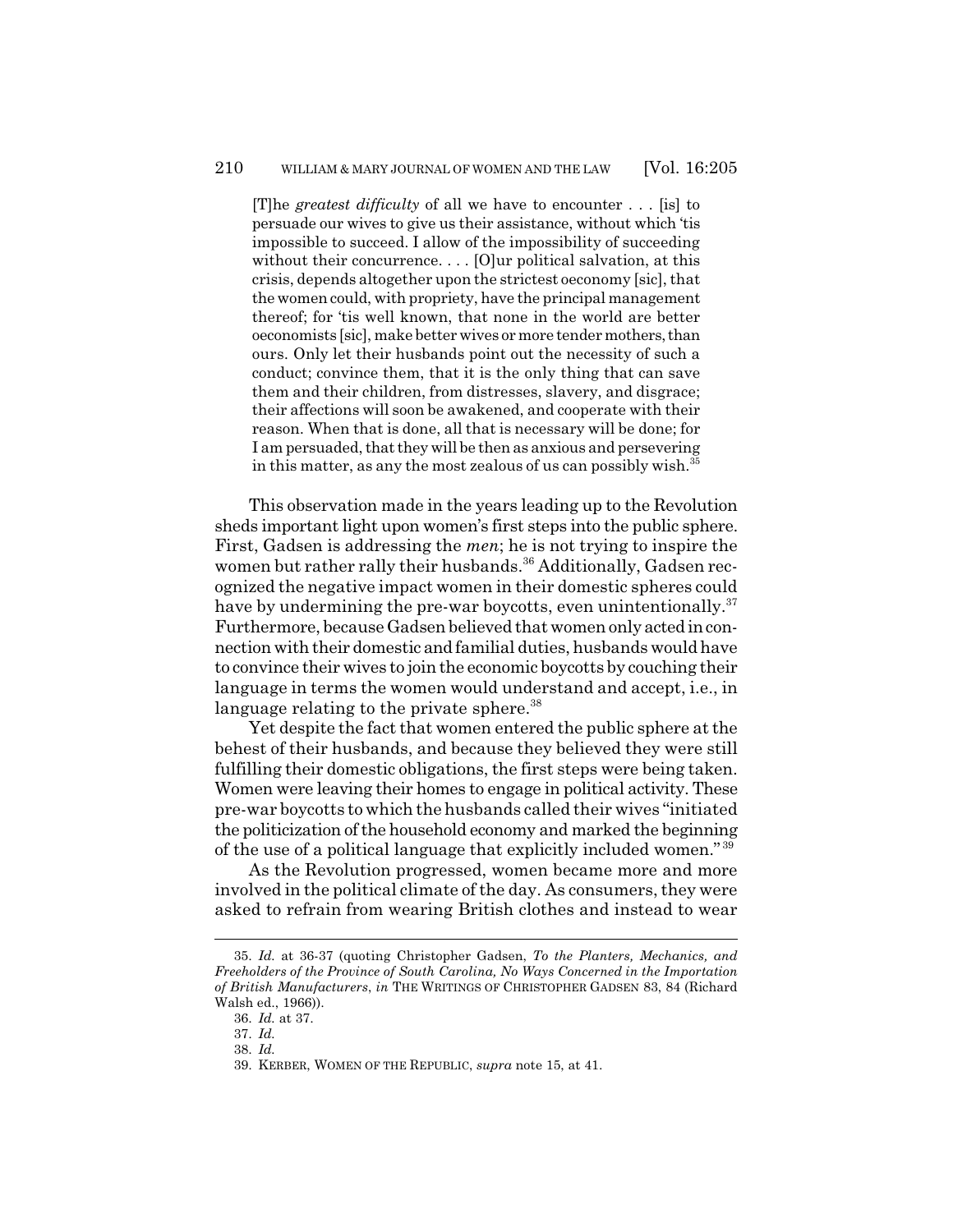> [T]he *greatest difficulty* of all we have to encounter . . . [is] to persuade our wives to give us their assistance, without which 'tis impossible to succeed. I allow of the impossibility of succeeding without their concurrence. . . . [O]ur political salvation, at this crisis, depends altogether upon the strictest oeconomy [sic], that the women could, with propriety, have the principal management thereof; for 'tis well known, that none in the world are better oeconomists [sic], make better wives or more tender mothers, than ours. Only let their husbands point out the necessity of such a conduct; convince them, that it is the only thing that can save them and their children, from distresses, slavery, and disgrace; their affections will soon be awakened, and cooperate with their reason. When that is done, all that is necessary will be done; for I am persuaded, that they will be then as anxious and persevering in this matter, as any the most zealous of us can possibly wish.[35]

This observation made in the years leading up to the Revolution sheds important light upon women's first steps into the public sphere. First, Gadsen is addressing the *men*; he is not trying to inspire the women but rather rally their husbands.[36] Additionally, Gadsen recognized the negative impact women in their domestic spheres could have by undermining the pre-war boycotts, even unintentionally.[37] Furthermore, because Gadsen believed that women only acted in connection with their domestic and familial duties, husbands would have to convince their wives to join the economic boycotts by couching their language in terms the women would understand and accept, i.e., in language relating to the private sphere.[38]

Yet despite the fact that women entered the public sphere at the behest of their husbands, and because they believed they were still fulfilling their domestic obligations, the first steps were being taken. Women were leaving their homes to engage in political activity. These pre-war boycotts to which the husbands called their wives "initiated the politicization of the household economy and marked the beginning of the use of a political language that explicitly included women."[39]

As the Revolution progressed, women became more and more involved in the political climate of the day. As consumers, they were asked to refrain from wearing British clothes and instead to wear

---

35. *Id.* at 36-37 (quoting Christopher Gadsen, *To the Planters, Mechanics, and Freeholders of the Province of South Carolina, No Ways Concerned in the Importation of British Manufacturers*, *in* THE WRITINGS OF CHRISTOPHER GADSEN 83, 84 (Richard Walsh ed., 1966)).

36. *Id.* at 37.

37. *Id.*

38. *Id.*

39. KERBER, WOMEN OF THE REPUBLIC, *supra* note 15, at 41.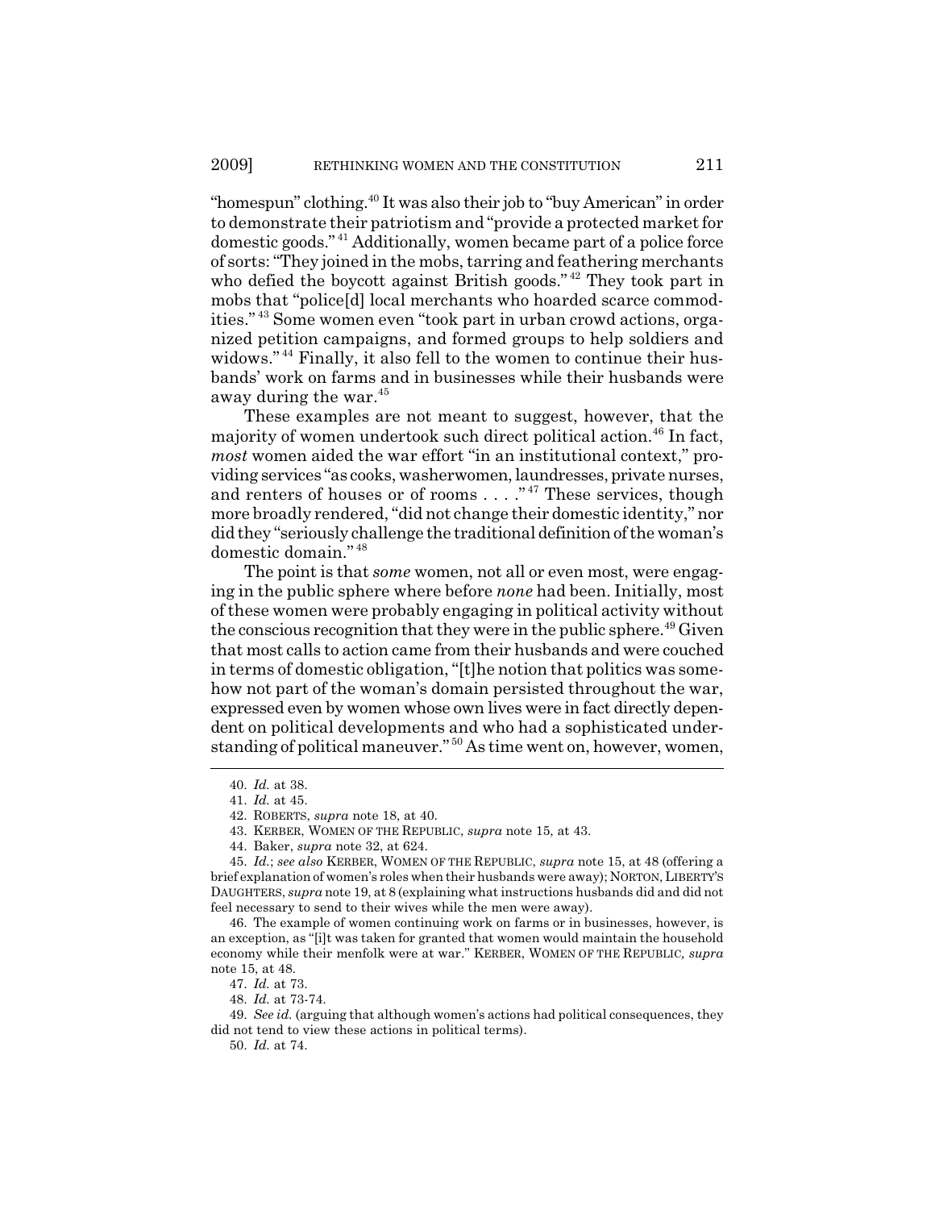"homespun" clothing.[40] It was also their job to "buy American" in order to demonstrate their patriotism and "provide a protected market for domestic goods."[41] Additionally, women became part of a police force of sorts: "They joined in the mobs, tarring and feathering merchants who defied the boycott against British goods."[42] They took part in mobs that "police[d] local merchants who hoarded scarce commodities."[43] Some women even "took part in urban crowd actions, organized petition campaigns, and formed groups to help soldiers and widows."[44] Finally, it also fell to the women to continue their husbands' work on farms and in businesses while their husbands were away during the war.[45]

These examples are not meant to suggest, however, that the majority of women undertook such direct political action.[46] In fact, *most* women aided the war effort "in an institutional context," providing services "as cooks, washerwomen, laundresses, private nurses, and renters of houses or of rooms . . . ."[47] These services, though more broadly rendered, "did not change their domestic identity," nor did they "seriously challenge the traditional definition of the woman's domestic domain."[48]

The point is that *some* women, not all or even most, were engaging in the public sphere where before *none* had been. Initially, most of these women were probably engaging in political activity without the conscious recognition that they were in the public sphere.[49] Given that most calls to action came from their husbands and were couched in terms of domestic obligation, "[t]he notion that politics was somehow not part of the woman's domain persisted throughout the war, expressed even by women whose own lives were in fact directly dependent on political developments and who had a sophisticated understanding of political maneuver."[50] As time went on, however, women,

---

40. *Id.* at 38.

41. *Id.* at 45.

42. ROBERTS, *supra* note 18, at 40.

43. KERBER, WOMEN OF THE REPUBLIC, *supra* note 15, at 43.

44. Baker, *supra* note 32, at 624.

45. *Id.*; *see also* KERBER, WOMEN OF THE REPUBLIC, *supra* note 15, at 48 (offering a brief explanation of women's roles when their husbands were away); NORTON, LIBERTY'S DAUGHTERS, *supra* note 19, at 8 (explaining what instructions husbands did and did not feel necessary to send to their wives while the men were away).

46. The example of women continuing work on farms or in businesses, however, is an exception, as "[i]t was taken for granted that women would maintain the household economy while their menfolk were at war." KERBER, WOMEN OF THE REPUBLIC, *supra* note 15, at 48.

47. *Id.* at 73.

48. *Id.* at 73-74.

49. *See id.* (arguing that although women's actions had political consequences, they did not tend to view these actions in political terms).

50. *Id.* at 74.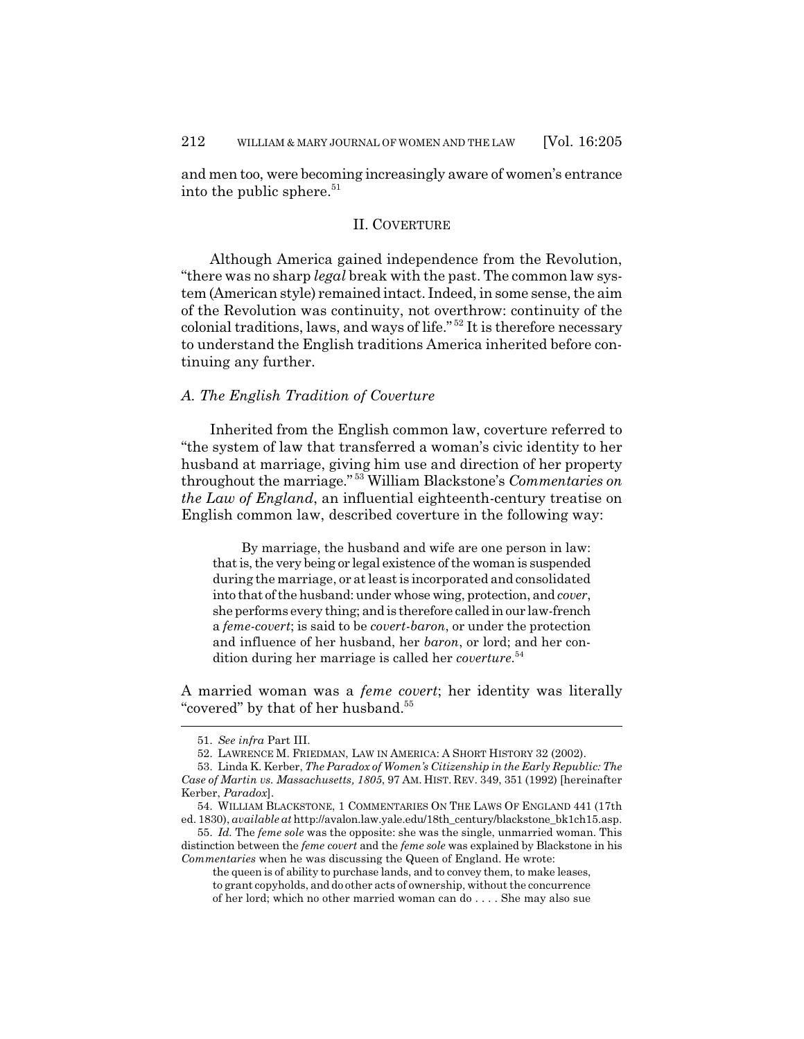and men too, were becoming increasingly aware of women's entrance into the public sphere.[51]

## II. COVERTURE

Although America gained independence from the Revolution, "there was no sharp *legal* break with the past. The common law system (American style) remained intact. Indeed, in some sense, the aim of the Revolution was continuity, not overthrow: continuity of the colonial traditions, laws, and ways of life."[52] It is therefore necessary to understand the English traditions America inherited before continuing any further.

### *A. The English Tradition of Coverture*

Inherited from the English common law, coverture referred to "the system of law that transferred a woman's civic identity to her husband at marriage, giving him use and direction of her property throughout the marriage."[53] William Blackstone's *Commentaries on the Law of England*, an influential eighteenth-century treatise on English common law, described coverture in the following way:

> By marriage, the husband and wife are one person in law: that is, the very being or legal existence of the woman is suspended during the marriage, or at least is incorporated and consolidated into that of the husband: under whose wing, protection, and *cover*, she performs every thing; and is therefore called in our law-french a *feme-covert*; is said to be *covert-baron*, or under the protection and influence of her husband, her *baron*, or lord; and her condition during her marriage is called her *coverture*.[54]

A married woman was a *feme covert*; her identity was literally "covered" by that of her husband.[55]

---

51. *See infra* Part III.

52. LAWRENCE M. FRIEDMAN, LAW IN AMERICA: A SHORT HISTORY 32 (2002).

53. Linda K. Kerber, *The Paradox of Women's Citizenship in the Early Republic: The Case of Martin vs. Massachusetts, 1805*, 97 AM. HIST. REV. 349, 351 (1992) [hereinafter Kerber, *Paradox*].

54. WILLIAM BLACKSTONE, 1 COMMENTARIES ON THE LAWS OF ENGLAND 441 (17th ed. 1830), *available at* http://avalon.law.yale.edu/18th_century/blackstone_bk1ch15.asp.

55. *Id.* The *feme sole* was the opposite: she was the single, unmarried woman. This distinction between the *feme covert* and the *feme sole* was explained by Blackstone in his *Commentaries* when he was discussing the Queen of England. He wrote:

> the queen is of ability to purchase lands, and to convey them, to make leases, to grant copyholds, and do other acts of ownership, without the concurrence of her lord; which no other married woman can do . . . . She may also sue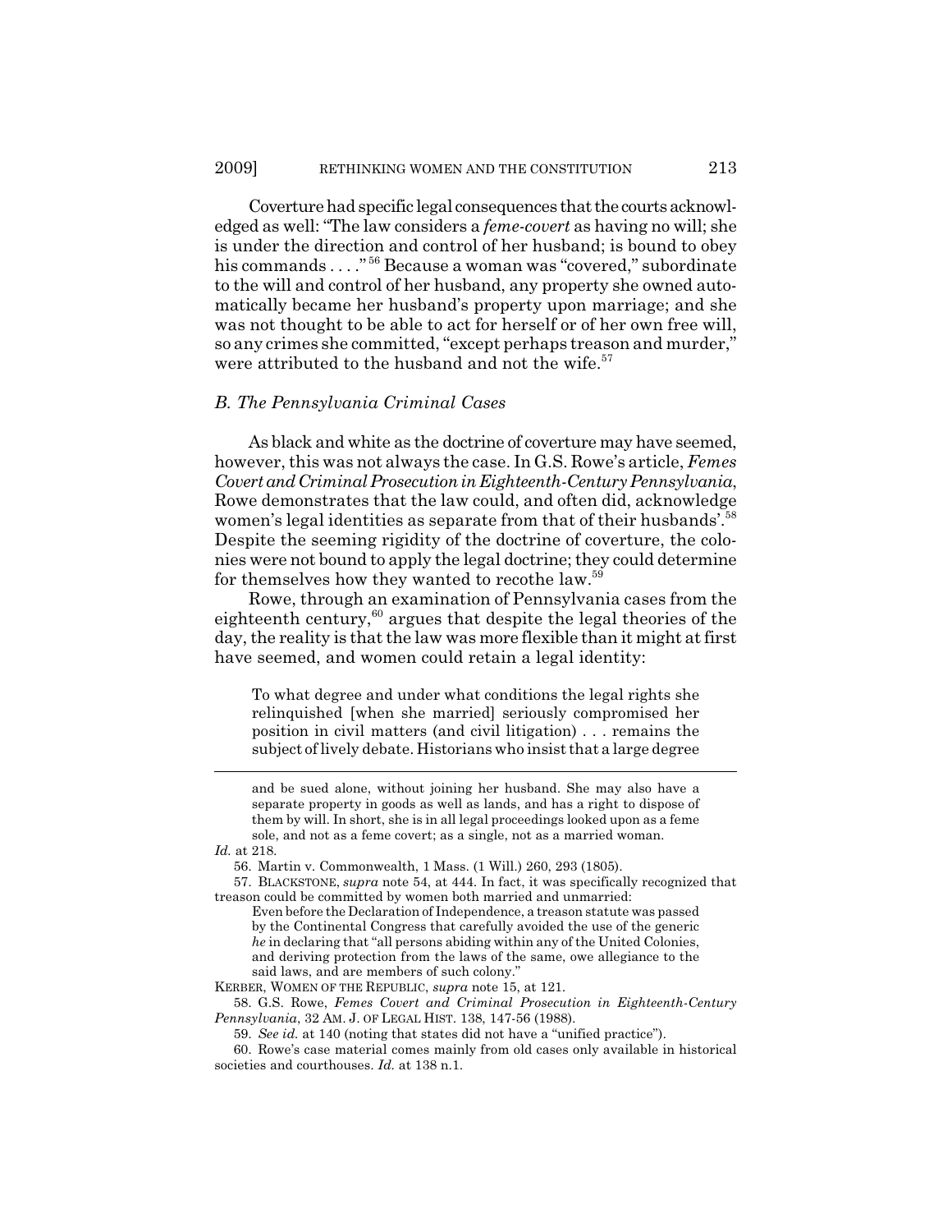Coverture had specific legal consequences that the courts acknowledged as well: "The law considers a *feme-covert* as having no will; she is under the direction and control of her husband; is bound to obey his commands . . . ."[56] Because a woman was "covered," subordinate to the will and control of her husband, any property she owned automatically became her husband's property upon marriage; and she was not thought to be able to act for herself or of her own free will, so any crimes she committed, "except perhaps treason and murder," were attributed to the husband and not the wife.[57]

### *B. The Pennsylvania Criminal Cases*

As black and white as the doctrine of coverture may have seemed, however, this was not always the case. In G.S. Rowe's article, *Femes Covert and Criminal Prosecution in Eighteenth-Century Pennsylvania*, Rowe demonstrates that the law could, and often did, acknowledge women's legal identities as separate from that of their husbands'.[58] Despite the seeming rigidity of the doctrine of coverture, the colonies were not bound to apply the legal doctrine; they could determine for themselves how they wanted to recothe law.[59]

Rowe, through an examination of Pennsylvania cases from the eighteenth century,[60] argues that despite the legal theories of the day, the reality is that the law was more flexible than it might at first have seemed, and women could retain a legal identity:

> To what degree and under what conditions the legal rights she relinquished [when she married] seriously compromised her position in civil matters (and civil litigation) . . . remains the subject of lively debate. Historians who insist that a large degree

---

> and be sued alone, without joining her husband. She may also have a separate property in goods as well as lands, and has a right to dispose of them by will. In short, she is in all legal proceedings looked upon as a feme sole, and not as a feme covert; as a single, not as a married woman.

*Id.* at 218.

56. Martin v. Commonwealth, 1 Mass. (1 Will.) 260, 293 (1805).

57. BLACKSTONE, *supra* note 54, at 444. In fact, it was specifically recognized that treason could be committed by women both married and unmarried:

> Even before the Declaration of Independence, a treason statute was passed by the Continental Congress that carefully avoided the use of the generic *he* in declaring that "all persons abiding within any of the United Colonies, and deriving protection from the laws of the same, owe allegiance to the said laws, and are members of such colony."

KERBER, WOMEN OF THE REPUBLIC, *supra* note 15, at 121.

58. G.S. Rowe, *Femes Covert and Criminal Prosecution in Eighteenth-Century Pennsylvania*, 32 AM. J. OF LEGAL HIST. 138, 147-56 (1988).

59. *See id.* at 140 (noting that states did not have a "unified practice").

60. Rowe's case material comes mainly from old cases only available in historical societies and courthouses. *Id.* at 138 n.1.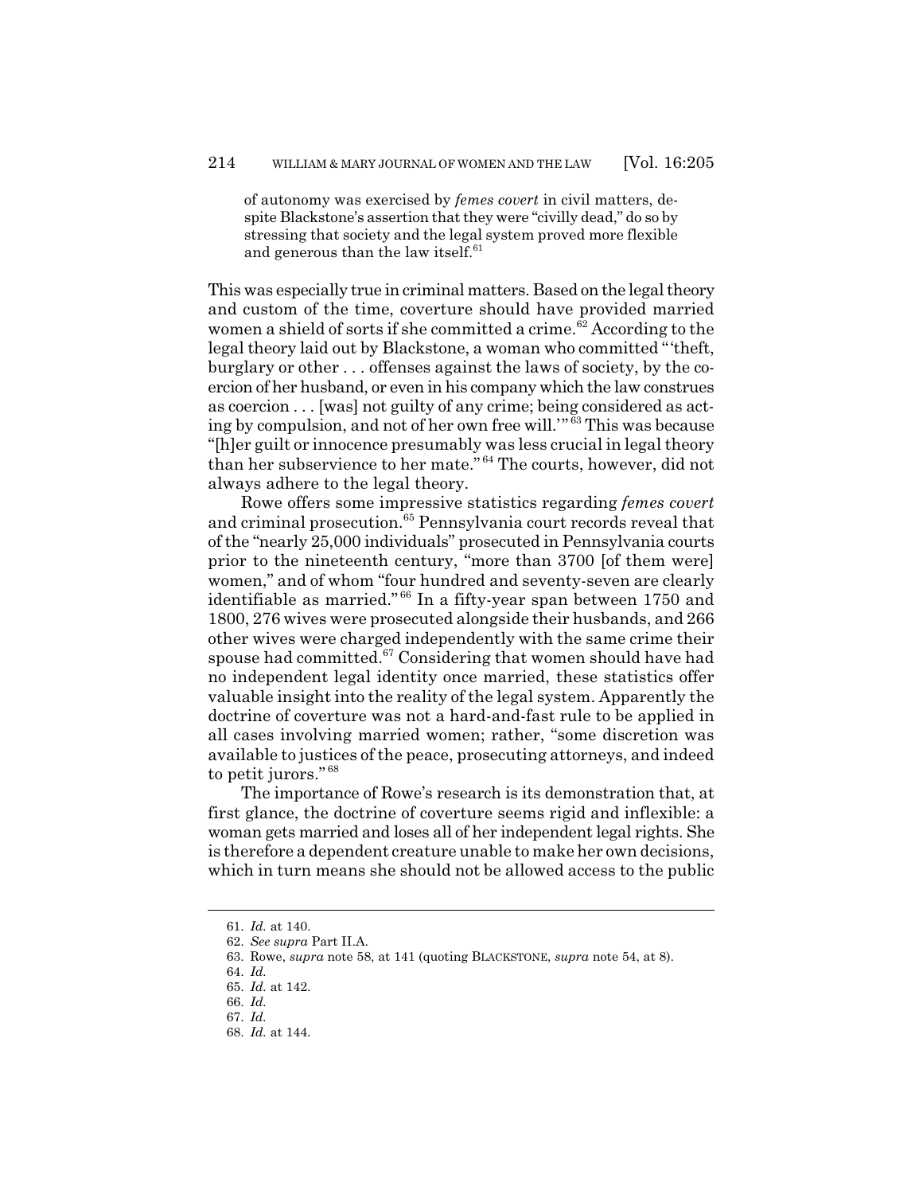of autonomy was exercised by *femes covert* in civil matters, despite Blackstone's assertion that they were "civilly dead," do so by stressing that society and the legal system proved more flexible and generous than the law itself.[61]

This was especially true in criminal matters. Based on the legal theory and custom of the time, coverture should have provided married women a shield of sorts if she committed a crime.[62] According to the legal theory laid out by Blackstone, a woman who committed "'theft, burglary or other . . . offenses against the laws of society, by the coercion of her husband, or even in his company which the law construes as coercion . . . [was] not guilty of any crime; being considered as acting by compulsion, and not of her own free will.'"[63] This was because "[h]er guilt or innocence presumably was less crucial in legal theory than her subservience to her mate."[64] The courts, however, did not always adhere to the legal theory.

Rowe offers some impressive statistics regarding *femes covert* and criminal prosecution.[65] Pennsylvania court records reveal that of the "nearly 25,000 individuals" prosecuted in Pennsylvania courts prior to the nineteenth century, "more than 3700 [of them were] women," and of whom "four hundred and seventy-seven are clearly identifiable as married."[66] In a fifty-year span between 1750 and 1800, 276 wives were prosecuted alongside their husbands, and 266 other wives were charged independently with the same crime their spouse had committed.[67] Considering that women should have had no independent legal identity once married, these statistics offer valuable insight into the reality of the legal system. Apparently the doctrine of coverture was not a hard-and-fast rule to be applied in all cases involving married women; rather, "some discretion was available to justices of the peace, prosecuting attorneys, and indeed to petit jurors."[68]

The importance of Rowe's research is its demonstration that, at first glance, the doctrine of coverture seems rigid and inflexible: a woman gets married and loses all of her independent legal rights. She is therefore a dependent creature unable to make her own decisions, which in turn means she should not be allowed access to the public

---

61. *Id.* at 140.
62. *See supra* Part II.A.
63. Rowe, *supra* note 58, at 141 (quoting BLACKSTONE, *supra* note 54, at 8).
64. *Id.*
65. *Id.* at 142.
66. *Id.*
67. *Id.*
68. *Id.* at 144.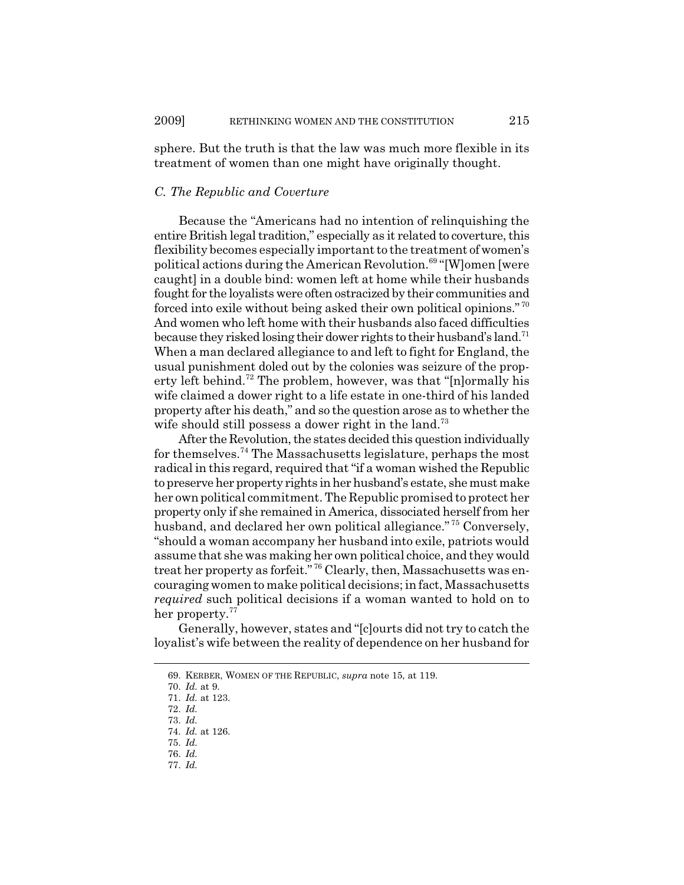sphere. But the truth is that the law was much more flexible in its treatment of women than one might have originally thought.

### *C. The Republic and Coverture*

Because the "Americans had no intention of relinquishing the entire British legal tradition," especially as it related to coverture, this flexibility becomes especially important to the treatment of women's political actions during the American Revolution.[69] "[W]omen [were caught] in a double bind: women left at home while their husbands fought for the loyalists were often ostracized by their communities and forced into exile without being asked their own political opinions."[70] And women who left home with their husbands also faced difficulties because they risked losing their dower rights to their husband's land.[71] When a man declared allegiance to and left to fight for England, the usual punishment doled out by the colonies was seizure of the property left behind.[72] The problem, however, was that "[n]ormally his wife claimed a dower right to a life estate in one-third of his landed property after his death," and so the question arose as to whether the wife should still possess a dower right in the land.[73]

After the Revolution, the states decided this question individually for themselves.[74] The Massachusetts legislature, perhaps the most radical in this regard, required that "if a woman wished the Republic to preserve her property rights in her husband's estate, she must make her own political commitment. The Republic promised to protect her property only if she remained in America, dissociated herself from her husband, and declared her own political allegiance."[75] Conversely, "should a woman accompany her husband into exile, patriots would assume that she was making her own political choice, and they would treat her property as forfeit."[76] Clearly, then, Massachusetts was encouraging women to make political decisions; in fact, Massachusetts *required* such political decisions if a woman wanted to hold on to her property.[77]

Generally, however, states and "[c]ourts did not try to catch the loyalist's wife between the reality of dependence on her husband for

---

69. KERBER, WOMEN OF THE REPUBLIC, *supra* note 15, at 119.

70. *Id.* at 9.

71. *Id.* at 123.

72. *Id.*

73. *Id.*

74. *Id.* at 126.

75. *Id.*

76. *Id.*

77. *Id.*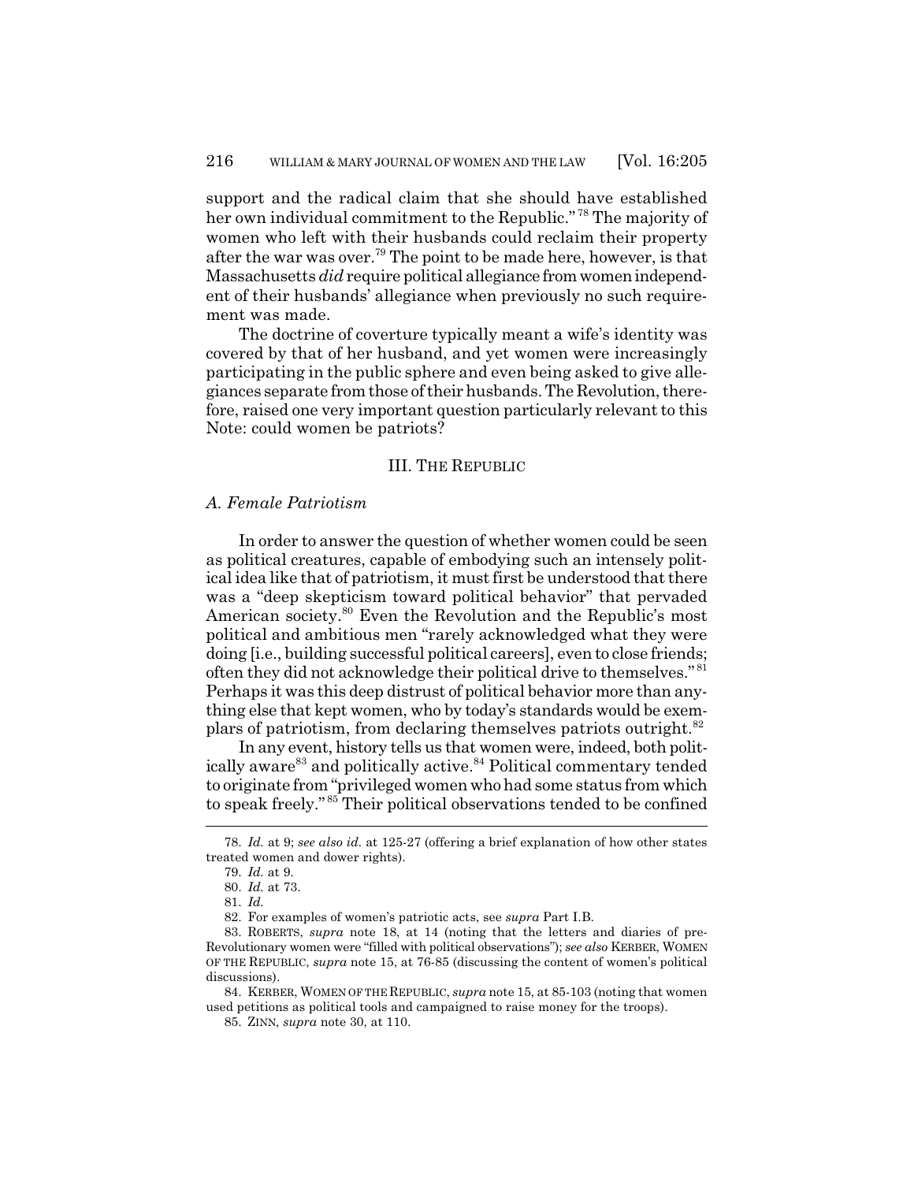support and the radical claim that she should have established her own individual commitment to the Republic."[78] The majority of women who left with their husbands could reclaim their property after the war was over.[79] The point to be made here, however, is that Massachusetts *did* require political allegiance from women independent of their husbands' allegiance when previously no such requirement was made.

The doctrine of coverture typically meant a wife's identity was covered by that of her husband, and yet women were increasingly participating in the public sphere and even being asked to give allegiances separate from those of their husbands. The Revolution, therefore, raised one very important question particularly relevant to this Note: could women be patriots?

## III. THE REPUBLIC

### *A. Female Patriotism*

In order to answer the question of whether women could be seen as political creatures, capable of embodying such an intensely political idea like that of patriotism, it must first be understood that there was a "deep skepticism toward political behavior" that pervaded American society.[80] Even the Revolution and the Republic's most political and ambitious men "rarely acknowledged what they were doing [i.e., building successful political careers], even to close friends; often they did not acknowledge their political drive to themselves."[81] Perhaps it was this deep distrust of political behavior more than anything else that kept women, who by today's standards would be exemplars of patriotism, from declaring themselves patriots outright.[82]

In any event, history tells us that women were, indeed, both politically aware[83] and politically active.[84] Political commentary tended to originate from "privileged women who had some status from which to speak freely."[85] Their political observations tended to be confined

---

78. *Id.* at 9; *see also id.* at 125-27 (offering a brief explanation of how other states treated women and dower rights).

79. *Id.* at 9.

80. *Id.* at 73.

81. *Id.*

82. For examples of women's patriotic acts, see *supra* Part I.B.

83. ROBERTS, *supra* note 18, at 14 (noting that the letters and diaries of pre-Revolutionary women were "filled with political observations"); *see also* KERBER, WOMEN OF THE REPUBLIC, *supra* note 15, at 76-85 (discussing the content of women's political discussions).

84. KERBER, WOMEN OF THE REPUBLIC, *supra* note 15, at 85-103 (noting that women used petitions as political tools and campaigned to raise money for the troops).

85. ZINN, *supra* note 30, at 110.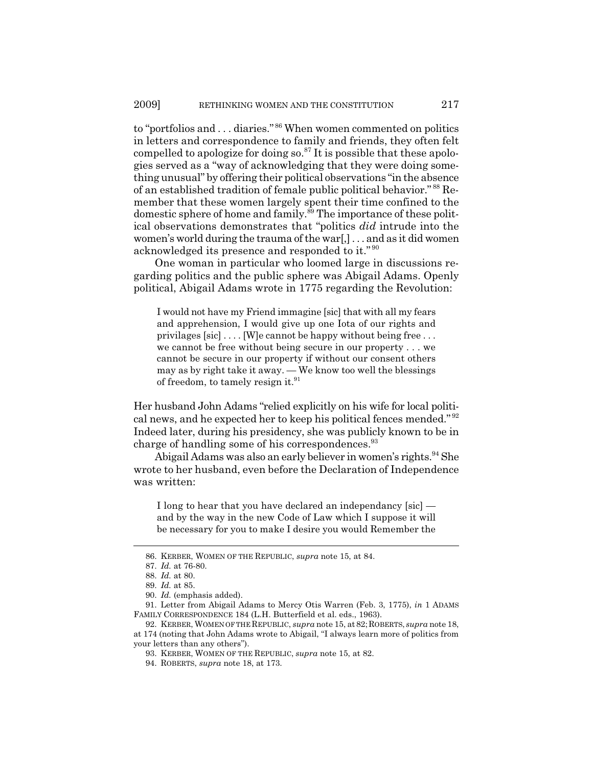to "portfolios and . . . diaries."[86] When women commented on politics in letters and correspondence to family and friends, they often felt compelled to apologize for doing so.[87] It is possible that these apologies served as a "way of acknowledging that they were doing something unusual" by offering their political observations "in the absence of an established tradition of female public political behavior."[88] Remember that these women largely spent their time confined to the domestic sphere of home and family.[89] The importance of these political observations demonstrates that "politics *did* intrude into the women's world during the trauma of the war[,] . . . and as it did women acknowledged its presence and responded to it."[90]

One woman in particular who loomed large in discussions regarding politics and the public sphere was Abigail Adams. Openly political, Abigail Adams wrote in 1775 regarding the Revolution:

> I would not have my Friend immagine [sic] that with all my fears and apprehension, I would give up one Iota of our rights and privilages [sic] . . . . [W]e cannot be happy without being free . . . we cannot be free without being secure in our property . . . we cannot be secure in our property if without our consent others may as by right take it away. — We know too well the blessings of freedom, to tamely resign it.[91]

Her husband John Adams "relied explicitly on his wife for local political news, and he expected her to keep his political fences mended."[92] Indeed later, during his presidency, she was publicly known to be in charge of handling some of his correspondences.[93]

Abigail Adams was also an early believer in women's rights.[94] She wrote to her husband, even before the Declaration of Independence was written:

> I long to hear that you have declared an independancy [sic] — and by the way in the new Code of Law which I suppose it will be necessary for you to make I desire you would Remember the

---

86. KERBER, WOMEN OF THE REPUBLIC, *supra* note 15, at 84.

87. *Id.* at 76-80.

88. *Id.* at 80.

89. *Id.* at 85.

90. *Id.* (emphasis added).

91. Letter from Abigail Adams to Mercy Otis Warren (Feb. 3, 1775), *in* 1 ADAMS FAMILY CORRESPONDENCE 184 (L.H. Butterfield et al. eds., 1963).

92. KERBER, WOMEN OF THE REPUBLIC, *supra* note 15, at 82; ROBERTS, *supra* note 18, at 174 (noting that John Adams wrote to Abigail, "I always learn more of politics from your letters than any others").

93. KERBER, WOMEN OF THE REPUBLIC, *supra* note 15, at 82.

94. ROBERTS, *supra* note 18, at 173.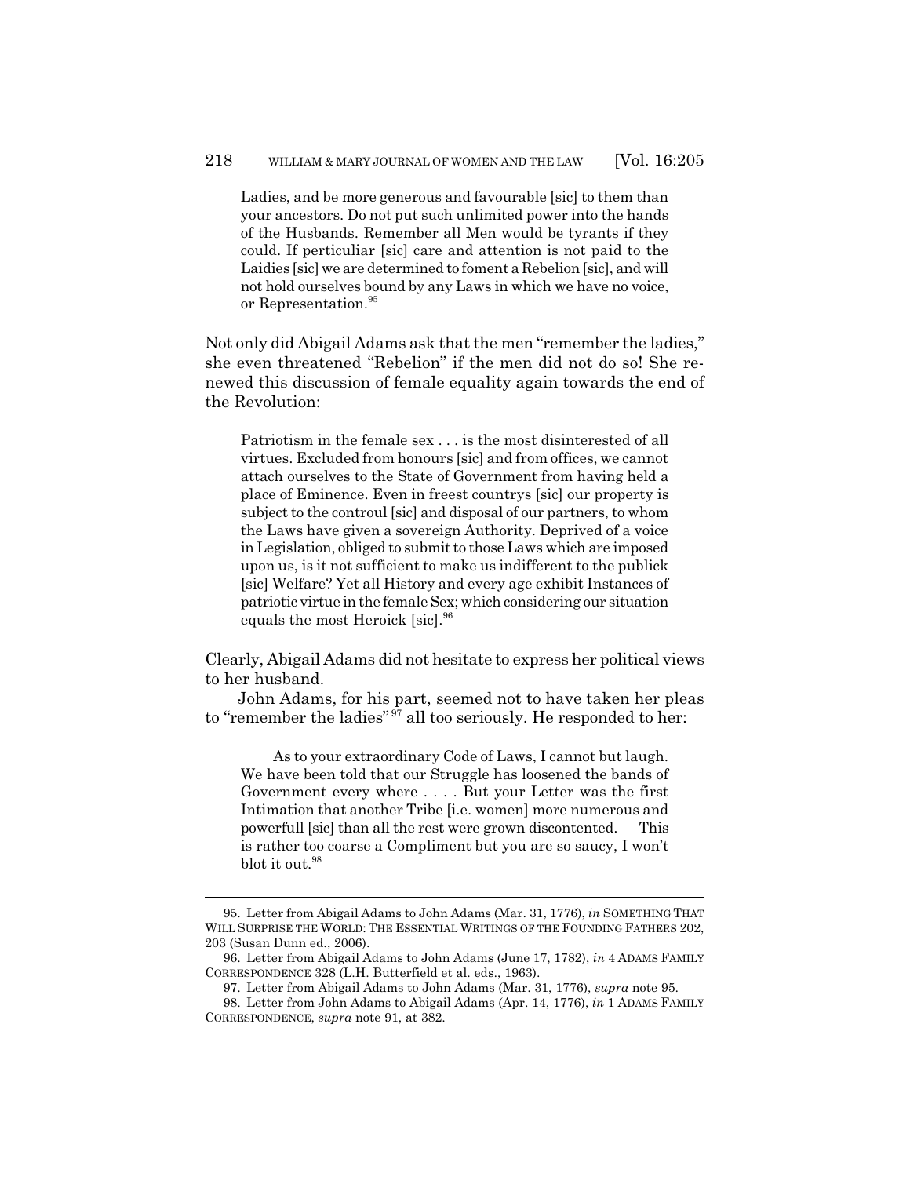> Ladies, and be more generous and favourable [sic] to them than your ancestors. Do not put such unlimited power into the hands of the Husbands. Remember all Men would be tyrants if they could. If perticuliar [sic] care and attention is not paid to the Laidies [sic] we are determined to foment a Rebelion [sic], and will not hold ourselves bound by any Laws in which we have no voice, or Representation.[95]

Not only did Abigail Adams ask that the men "remember the ladies," she even threatened "Rebelion" if the men did not do so! She renewed this discussion of female equality again towards the end of the Revolution:

> Patriotism in the female sex . . . is the most disinterested of all virtues. Excluded from honours [sic] and from offices, we cannot attach ourselves to the State of Government from having held a place of Eminence. Even in freest countrys [sic] our property is subject to the controul [sic] and disposal of our partners, to whom the Laws have given a sovereign Authority. Deprived of a voice in Legislation, obliged to submit to those Laws which are imposed upon us, is it not sufficient to make us indifferent to the publick [sic] Welfare? Yet all History and every age exhibit Instances of patriotic virtue in the female Sex; which considering our situation equals the most Heroick [sic].[96]

Clearly, Abigail Adams did not hesitate to express her political views to her husband.

John Adams, for his part, seemed not to have taken her pleas to "remember the ladies"[97] all too seriously. He responded to her:

> As to your extraordinary Code of Laws, I cannot but laugh. We have been told that our Struggle has loosened the bands of Government every where . . . . But your Letter was the first Intimation that another Tribe [i.e. women] more numerous and powerfull [sic] than all the rest were grown discontented. — This is rather too coarse a Compliment but you are so saucy, I won't blot it out.[98]

---

95. Letter from Abigail Adams to John Adams (Mar. 31, 1776), *in* SOMETHING THAT WILL SURPRISE THE WORLD: THE ESSENTIAL WRITINGS OF THE FOUNDING FATHERS 202, 203 (Susan Dunn ed., 2006).

96. Letter from Abigail Adams to John Adams (June 17, 1782), *in* 4 ADAMS FAMILY CORRESPONDENCE 328 (L.H. Butterfield et al. eds., 1963).

97. Letter from Abigail Adams to John Adams (Mar. 31, 1776), *supra* note 95.

98. Letter from John Adams to Abigail Adams (Apr. 14, 1776), *in* 1 ADAMS FAMILY CORRESPONDENCE, *supra* note 91, at 382.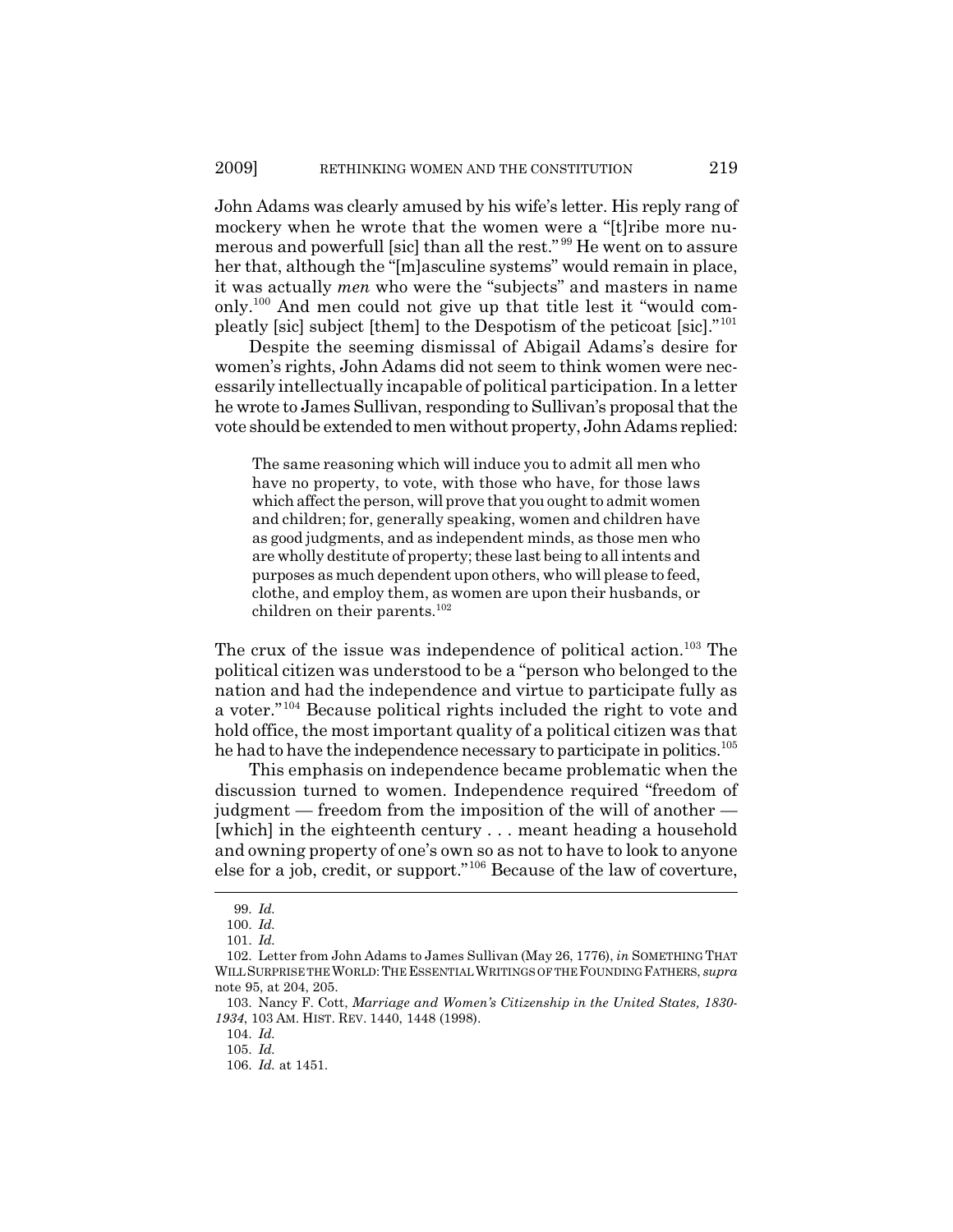John Adams was clearly amused by his wife's letter. His reply rang of mockery when he wrote that the women were a "[t]ribe more numerous and powerfull [sic] than all the rest."[99] He went on to assure her that, although the "[m]asculine systems" would remain in place, it was actually *men* who were the "subjects" and masters in name only.[100] And men could not give up that title lest it "would compleatly [sic] subject [them] to the Despotism of the peticoat [sic]."[101]

Despite the seeming dismissal of Abigail Adams's desire for women's rights, John Adams did not seem to think women were necessarily intellectually incapable of political participation. In a letter he wrote to James Sullivan, responding to Sullivan's proposal that the vote should be extended to men without property, John Adams replied:

> The same reasoning which will induce you to admit all men who have no property, to vote, with those who have, for those laws which affect the person, will prove that you ought to admit women and children; for, generally speaking, women and children have as good judgments, and as independent minds, as those men who are wholly destitute of property; these last being to all intents and purposes as much dependent upon others, who will please to feed, clothe, and employ them, as women are upon their husbands, or children on their parents.[102]

The crux of the issue was independence of political action.[103] The political citizen was understood to be a "person who belonged to the nation and had the independence and virtue to participate fully as a voter."[104] Because political rights included the right to vote and hold office, the most important quality of a political citizen was that he had to have the independence necessary to participate in politics.[105]

This emphasis on independence became problematic when the discussion turned to women. Independence required "freedom of judgment — freedom from the imposition of the will of another — [which] in the eighteenth century . . . meant heading a household and owning property of one's own so as not to have to look to anyone else for a job, credit, or support."[106] Because of the law of coverture,

---

99. *Id.*

100. *Id.*

101. *Id.*

102. Letter from John Adams to James Sullivan (May 26, 1776), *in* SOMETHING THAT WILL SURPRISE THE WORLD: THE ESSENTIAL WRITINGS OF THE FOUNDING FATHERS, *supra* note 95, at 204, 205.

103. Nancy F. Cott, *Marriage and Women's Citizenship in the United States, 1830-1934*, 103 AM. HIST. REV. 1440, 1448 (1998).

104. *Id.*

105. *Id.*

106. *Id.* at 1451.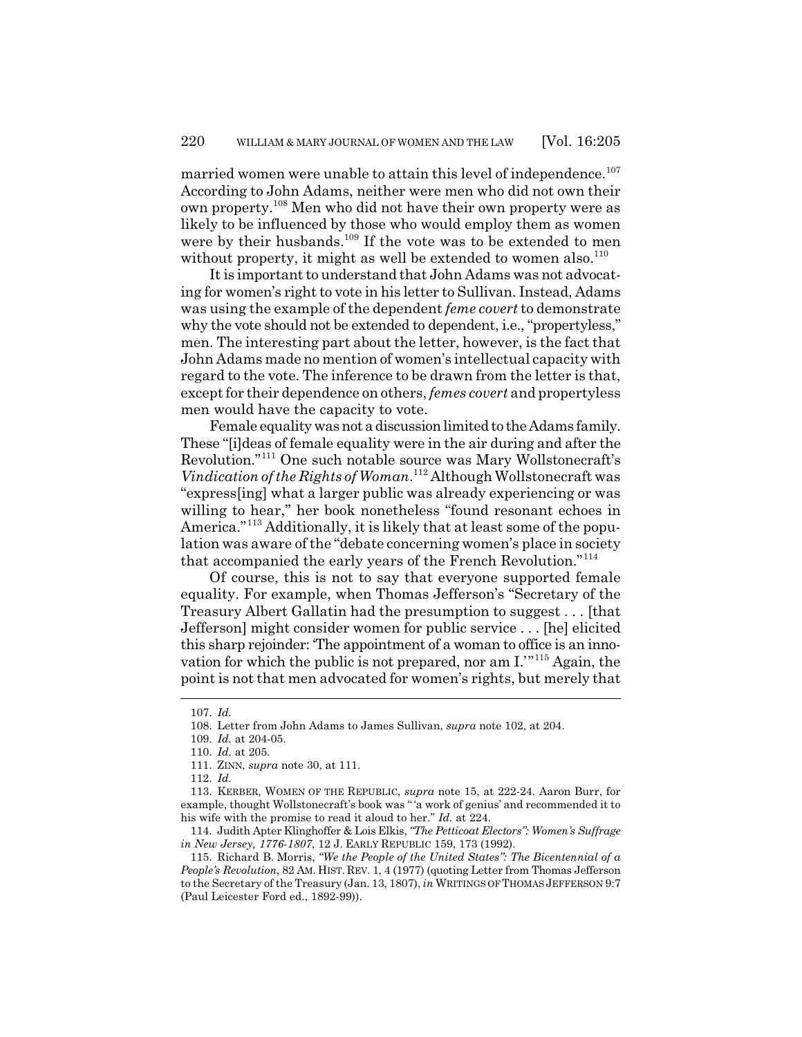married women were unable to attain this level of independence.[107] According to John Adams, neither were men who did not own their own property.[108] Men who did not have their own property were as likely to be influenced by those who would employ them as women were by their husbands.[109] If the vote was to be extended to men without property, it might as well be extended to women also.[110]

It is important to understand that John Adams was not advocating for women's right to vote in his letter to Sullivan. Instead, Adams was using the example of the dependent *feme covert* to demonstrate why the vote should not be extended to dependent, i.e., "propertyless," men. The interesting part about the letter, however, is the fact that John Adams made no mention of women's intellectual capacity with regard to the vote. The inference to be drawn from the letter is that, except for their dependence on others, *femes covert* and propertyless men would have the capacity to vote.

Female equality was not a discussion limited to the Adams family. These "[i]deas of female equality were in the air during and after the Revolution."[111] One such notable source was Mary Wollstonecraft's *Vindication of the Rights of Woman*.[112] Although Wollstonecraft was "express[ing] what a larger public was already experiencing or was willing to hear," her book nonetheless "found resonant echoes in America."[113] Additionally, it is likely that at least some of the population was aware of the "debate concerning women's place in society that accompanied the early years of the French Revolution."[114]

Of course, this is not to say that everyone supported female equality. For example, when Thomas Jefferson's "Secretary of the Treasury Albert Gallatin had the presumption to suggest . . . [that Jefferson] might consider women for public service . . . [he] elicited this sharp rejoinder: 'The appointment of a woman to office is an innovation for which the public is not prepared, nor am I.'"[115] Again, the point is not that men advocated for women's rights, but merely that

---

107. *Id.*

108. Letter from John Adams to James Sullivan, *supra* note 102, at 204.

109. *Id.* at 204-05.

110. *Id.* at 205.

111. ZINN, *supra* note 30, at 111.

112. *Id.*

113. KERBER, WOMEN OF THE REPUBLIC, *supra* note 15, at 222-24. Aaron Burr, for example, thought Wollstonecraft's book was "'a work of genius' and recommended it to his wife with the promise to read it aloud to her." *Id.* at 224.

114. Judith Apter Klinghoffer & Lois Elkis, *"The Petticoat Electors": Women's Suffrage in New Jersey, 1776-1807*, 12 J. EARLY REPUBLIC 159, 173 (1992).

115. Richard B. Morris, *"We the People of the United States": The Bicentennial of a People's Revolution*, 82 AM. HIST. REV. 1, 4 (1977) (quoting Letter from Thomas Jefferson to the Secretary of the Treasury (Jan. 13, 1807), *in* WRITINGS OF THOMAS JEFFERSON 9:7 (Paul Leicester Ford ed., 1892-99)).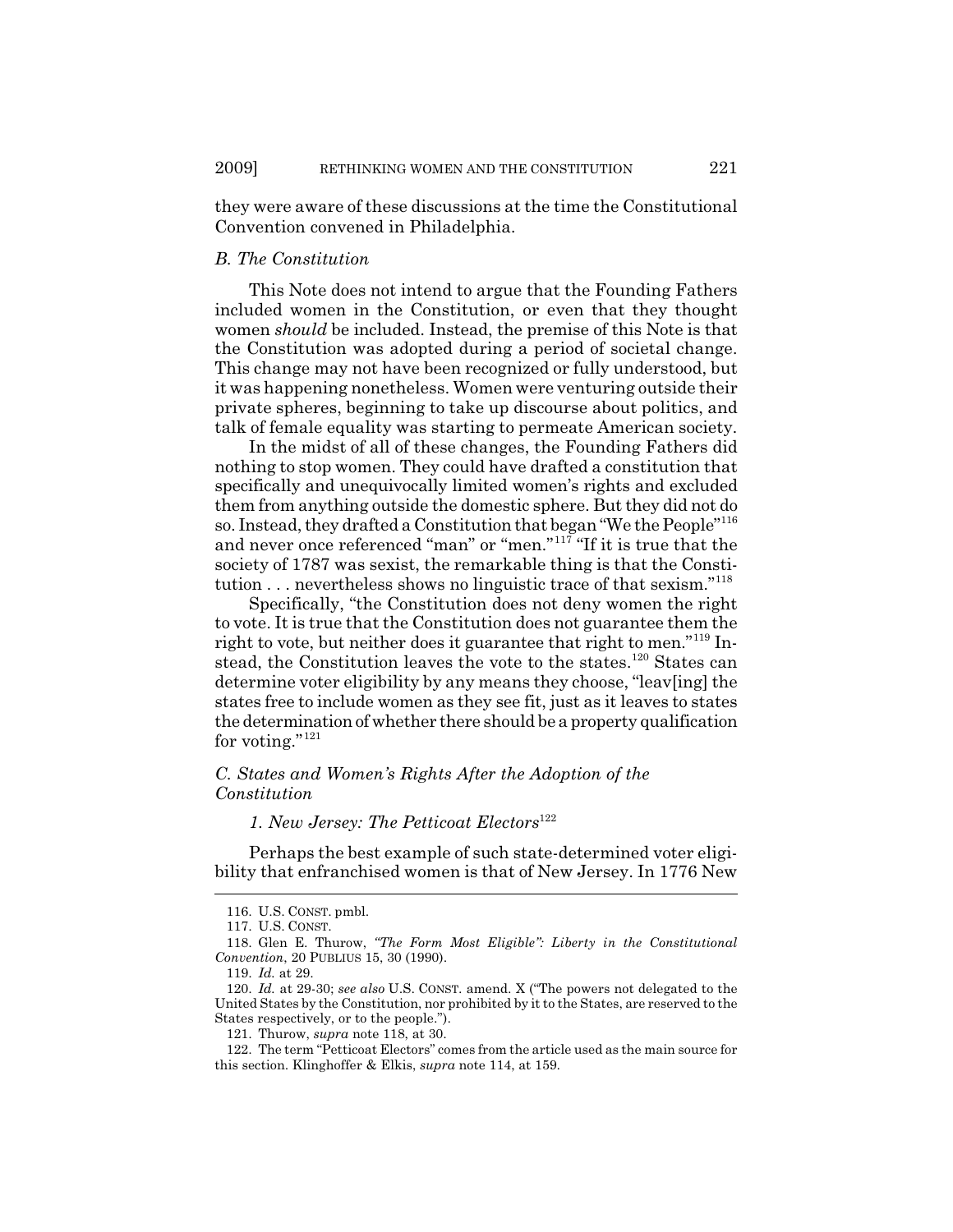they were aware of these discussions at the time the Constitutional Convention convened in Philadelphia.

### *B. The Constitution*

This Note does not intend to argue that the Founding Fathers included women in the Constitution, or even that they thought women *should* be included. Instead, the premise of this Note is that the Constitution was adopted during a period of societal change. This change may not have been recognized or fully understood, but it was happening nonetheless. Women were venturing outside their private spheres, beginning to take up discourse about politics, and talk of female equality was starting to permeate American society.

In the midst of all of these changes, the Founding Fathers did nothing to stop women. They could have drafted a constitution that specifically and unequivocally limited women's rights and excluded them from anything outside the domestic sphere. But they did not do so. Instead, they drafted a Constitution that began "We the People"[116] and never once referenced "man" or "men."[117] "If it is true that the society of 1787 was sexist, the remarkable thing is that the Constitution . . . nevertheless shows no linguistic trace of that sexism."[118]

Specifically, "the Constitution does not deny women the right to vote. It is true that the Constitution does not guarantee them the right to vote, but neither does it guarantee that right to men."[119] Instead, the Constitution leaves the vote to the states.[120] States can determine voter eligibility by any means they choose, "leav[ing] the states free to include women as they see fit, just as it leaves to states the determination of whether there should be a property qualification for voting."[121]

### *C. States and Women's Rights After the Adoption of the Constitution*

#### *1. New Jersey: The Petticoat Electors*[122]

Perhaps the best example of such state-determined voter eligibility that enfranchised women is that of New Jersey. In 1776 New

---

116. U.S. CONST. pmbl.

117. U.S. CONST.

118. Glen E. Thurow, *"The Form Most Eligible": Liberty in the Constitutional Convention*, 20 PUBLIUS 15, 30 (1990).

119. *Id.* at 29.

120. *Id.* at 29-30; *see also* U.S. CONST. amend. X ("The powers not delegated to the United States by the Constitution, nor prohibited by it to the States, are reserved to the States respectively, or to the people.").

121. Thurow, *supra* note 118, at 30.

122. The term "Petticoat Electors" comes from the article used as the main source for this section. Klinghoffer & Elkis, *supra* note 114, at 159.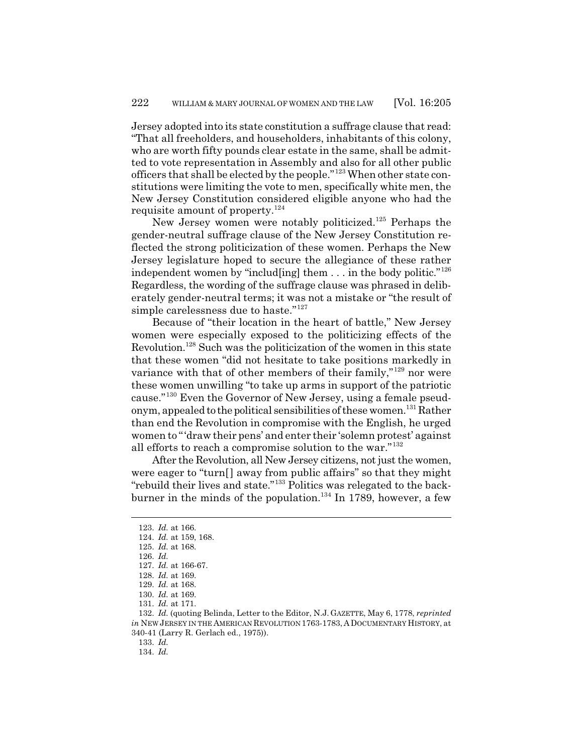Jersey adopted into its state constitution a suffrage clause that read: "That all freeholders, and householders, inhabitants of this colony, who are worth fifty pounds clear estate in the same, shall be admitted to vote representation in Assembly and also for all other public officers that shall be elected by the people."[123] When other state constitutions were limiting the vote to men, specifically white men, the New Jersey Constitution considered eligible anyone who had the requisite amount of property.[124]

New Jersey women were notably politicized.[125] Perhaps the gender-neutral suffrage clause of the New Jersey Constitution reflected the strong politicization of these women. Perhaps the New Jersey legislature hoped to secure the allegiance of these rather independent women by "includ[ing] them . . . in the body politic."[126] Regardless, the wording of the suffrage clause was phrased in deliberately gender-neutral terms; it was not a mistake or "the result of simple carelessness due to haste."[127]

Because of "their location in the heart of battle," New Jersey women were especially exposed to the politicizing effects of the Revolution.[128] Such was the politicization of the women in this state that these women "did not hesitate to take positions markedly in variance with that of other members of their family,"[129] nor were these women unwilling "to take up arms in support of the patriotic cause."[130] Even the Governor of New Jersey, using a female pseudonym, appealed to the political sensibilities of these women.[131] Rather than end the Revolution in compromise with the English, he urged women to "'draw their pens' and enter their 'solemn protest' against all efforts to reach a compromise solution to the war."[132]

After the Revolution, all New Jersey citizens, not just the women, were eager to "turn[] away from public affairs" so that they might "rebuild their lives and state."[133] Politics was relegated to the backburner in the minds of the population.[134] In 1789, however, a few

---

123. *Id.* at 166.
124. *Id.* at 159, 168.
125. *Id.* at 168.
126. *Id.*
127. *Id.* at 166-67.
128. *Id.* at 169.
129. *Id.* at 168.
130. *Id.* at 169.
131. *Id.* at 171.
132. *Id.* (quoting Belinda, Letter to the Editor, N.J. GAZETTE, May 6, 1778, *reprinted in* NEW JERSEY IN THE AMERICAN REVOLUTION 1763-1783, A DOCUMENTARY HISTORY, at 340-41 (Larry R. Gerlach ed., 1975)).
133. *Id.*
134. *Id.*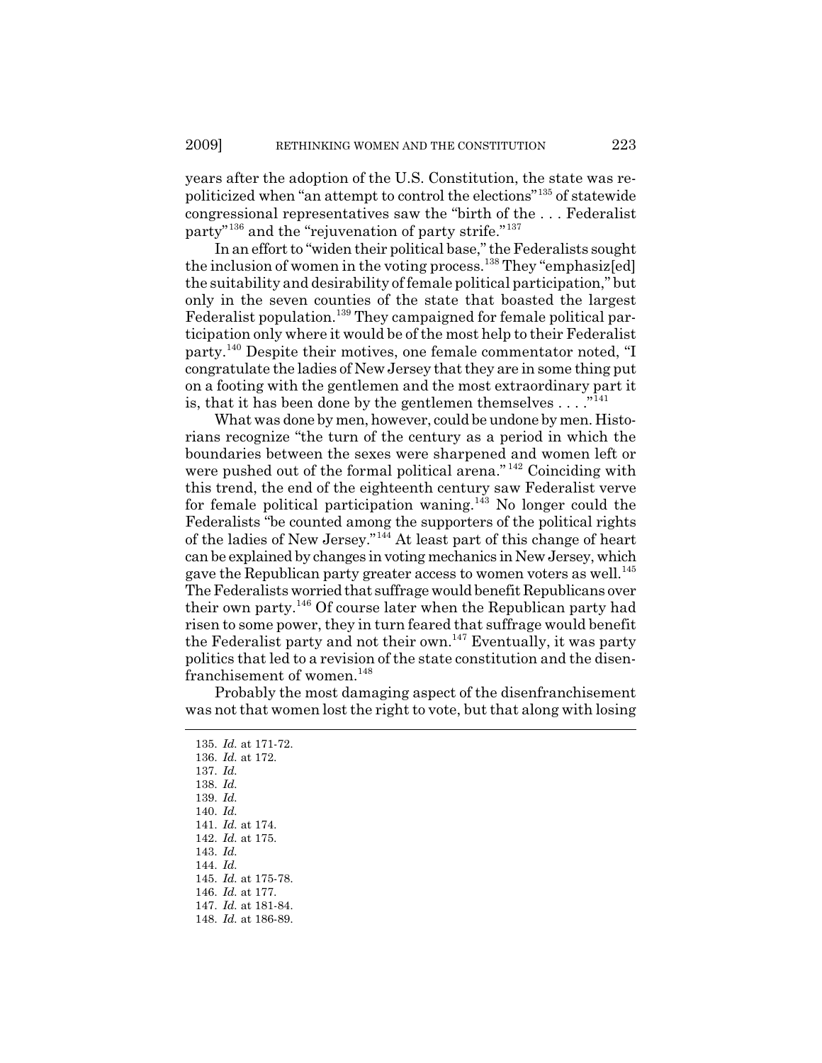years after the adoption of the U.S. Constitution, the state was repoliticized when "an attempt to control the elections"[135] of statewide congressional representatives saw the "birth of the . . . Federalist party"[136] and the "rejuvenation of party strife."[137]

In an effort to "widen their political base," the Federalists sought the inclusion of women in the voting process.[138] They "emphasiz[ed] the suitability and desirability of female political participation," but only in the seven counties of the state that boasted the largest Federalist population.[139] They campaigned for female political participation only where it would be of the most help to their Federalist party.[140] Despite their motives, one female commentator noted, "I congratulate the ladies of New Jersey that they are in some thing put on a footing with the gentlemen and the most extraordinary part it is, that it has been done by the gentlemen themselves . . . ."[141]

What was done by men, however, could be undone by men. Historians recognize "the turn of the century as a period in which the boundaries between the sexes were sharpened and women left or were pushed out of the formal political arena."[142] Coinciding with this trend, the end of the eighteenth century saw Federalist verve for female political participation waning.[143] No longer could the Federalists "be counted among the supporters of the political rights of the ladies of New Jersey."[144] At least part of this change of heart can be explained by changes in voting mechanics in New Jersey, which gave the Republican party greater access to women voters as well.[145] The Federalists worried that suffrage would benefit Republicans over their own party.[146] Of course later when the Republican party had risen to some power, they in turn feared that suffrage would benefit the Federalist party and not their own.[147] Eventually, it was party politics that led to a revision of the state constitution and the disenfranchisement of women.[148]

Probably the most damaging aspect of the disenfranchisement was not that women lost the right to vote, but that along with losing

---

135. *Id.* at 171-72.
136. *Id.* at 172.
137. *Id.*
138. *Id.*
139. *Id.*
140. *Id.*
141. *Id.* at 174.
142. *Id.* at 175.
143. *Id.*
144. *Id.*
145. *Id.* at 175-78.
146. *Id.* at 177.
147. *Id.* at 181-84.
148. *Id.* at 186-89.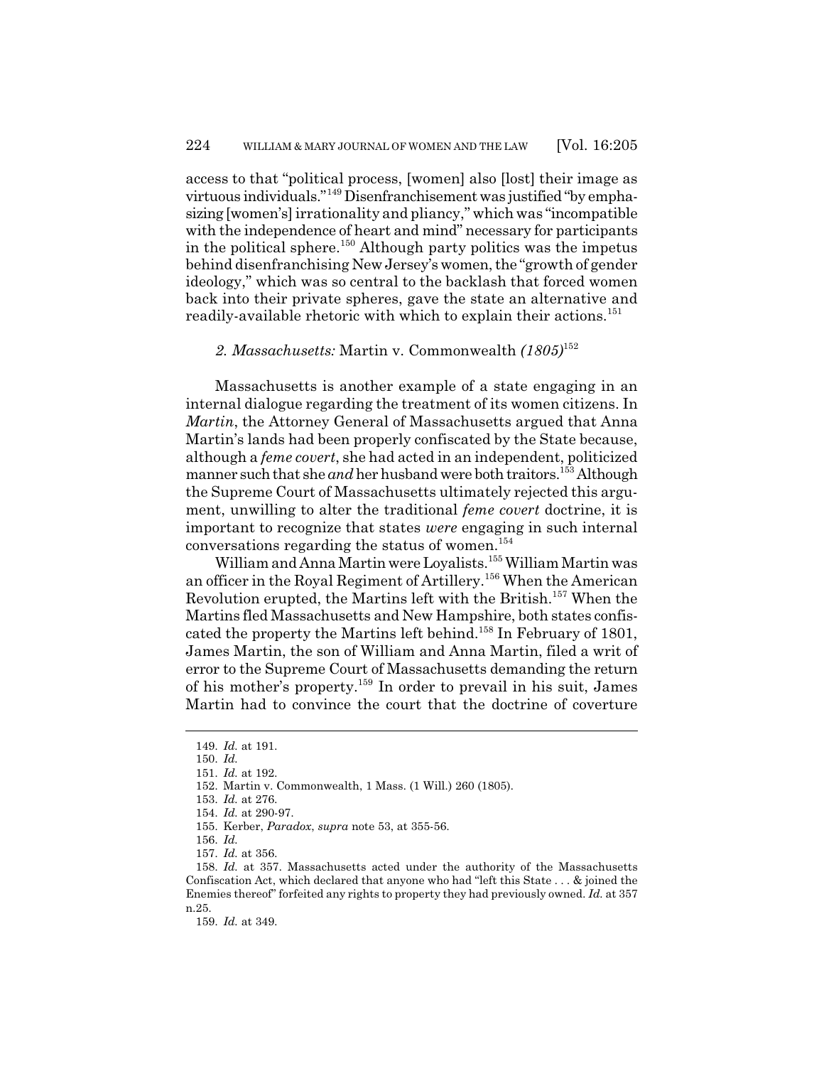access to that "political process, [women] also [lost] their image as virtuous individuals."[149] Disenfranchisement was justified "by emphasizing [women's] irrationality and pliancy," which was "incompatible with the independence of heart and mind" necessary for participants in the political sphere.[150] Although party politics was the impetus behind disenfranchising New Jersey's women, the "growth of gender ideology," which was so central to the backlash that forced women back into their private spheres, gave the state an alternative and readily-available rhetoric with which to explain their actions.[151]

### *2. Massachusetts:* Martin v. Commonwealth *(1805)*[152]

Massachusetts is another example of a state engaging in an internal dialogue regarding the treatment of its women citizens. In *Martin*, the Attorney General of Massachusetts argued that Anna Martin's lands had been properly confiscated by the State because, although a *feme covert*, she had acted in an independent, politicized manner such that she *and* her husband were both traitors.[153] Although the Supreme Court of Massachusetts ultimately rejected this argument, unwilling to alter the traditional *feme covert* doctrine, it is important to recognize that states *were* engaging in such internal conversations regarding the status of women.[154]

William and Anna Martin were Loyalists.[155] William Martin was an officer in the Royal Regiment of Artillery.[156] When the American Revolution erupted, the Martins left with the British.[157] When the Martins fled Massachusetts and New Hampshire, both states confiscated the property the Martins left behind.[158] In February of 1801, James Martin, the son of William and Anna Martin, filed a writ of error to the Supreme Court of Massachusetts demanding the return of his mother's property.[159] In order to prevail in his suit, James Martin had to convince the court that the doctrine of coverture

---

149. *Id.* at 191.

150. *Id.*

151. *Id.* at 192.

152. Martin v. Commonwealth, 1 Mass. (1 Will.) 260 (1805).

153. *Id.* at 276.

154. *Id.* at 290-97.

155. Kerber, *Paradox*, *supra* note 53, at 355-56.

156. *Id.*

157. *Id.* at 356.

158. *Id.* at 357. Massachusetts acted under the authority of the Massachusetts Confiscation Act, which declared that anyone who had "left this State . . . & joined the Enemies thereof" forfeited any rights to property they had previously owned. *Id.* at 357 n.25.

159. *Id.* at 349.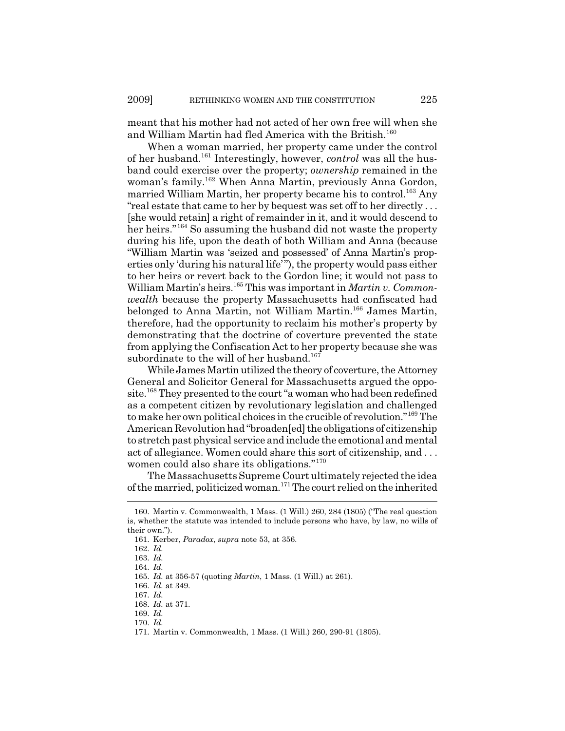meant that his mother had not acted of her own free will when she and William Martin had fled America with the British.[160]

When a woman married, her property came under the control of her husband.[161] Interestingly, however, *control* was all the husband could exercise over the property; *ownership* remained in the woman's family.[162] When Anna Martin, previously Anna Gordon, married William Martin, her property became his to control.[163] Any "real estate that came to her by bequest was set off to her directly . . . [she would retain] a right of remainder in it, and it would descend to her heirs."[164] So assuming the husband did not waste the property during his life, upon the death of both William and Anna (because "William Martin was 'seized and possessed' of Anna Martin's properties only 'during his natural life'"), the property would pass either to her heirs or revert back to the Gordon line; it would not pass to William Martin's heirs.[165] This was important in *Martin v. Commonwealth* because the property Massachusetts had confiscated had belonged to Anna Martin, not William Martin.[166] James Martin, therefore, had the opportunity to reclaim his mother's property by demonstrating that the doctrine of coverture prevented the state from applying the Confiscation Act to her property because she was subordinate to the will of her husband.[167]

While James Martin utilized the theory of coverture, the Attorney General and Solicitor General for Massachusetts argued the opposite.[168] They presented to the court "a woman who had been redefined as a competent citizen by revolutionary legislation and challenged to make her own political choices in the crucible of revolution."[169] The American Revolution had "broaden[ed] the obligations of citizenship to stretch past physical service and include the emotional and mental act of allegiance. Women could share this sort of citizenship, and . . . women could also share its obligations."[170]

The Massachusetts Supreme Court ultimately rejected the idea of the married, politicized woman.[171] The court relied on the inherited

---

160. Martin v. Commonwealth, 1 Mass. (1 Will.) 260, 284 (1805) ("The real question is, whether the statute was intended to include persons who have, by law, no wills of their own.").

161. Kerber, *Paradox*, *supra* note 53, at 356.

162. *Id.*

163. *Id.*

164. *Id.*

165. *Id.* at 356-57 (quoting *Martin*, 1 Mass. (1 Will.) at 261).

166. *Id.* at 349.

167. *Id.*

168. *Id.* at 371.

169. *Id.*

170. *Id.*

171. Martin v. Commonwealth, 1 Mass. (1 Will.) 260, 290-91 (1805).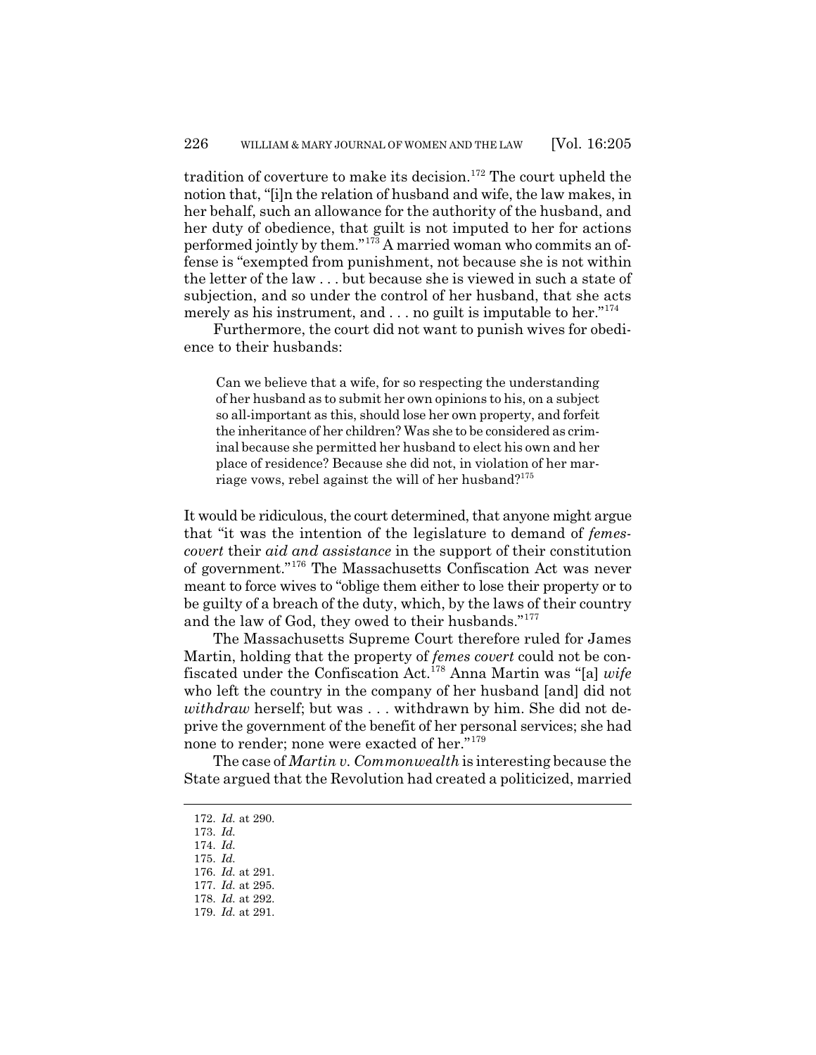tradition of coverture to make its decision.[172] The court upheld the notion that, "[i]n the relation of husband and wife, the law makes, in her behalf, such an allowance for the authority of the husband, and her duty of obedience, that guilt is not imputed to her for actions performed jointly by them."[173] A married woman who commits an offense is "exempted from punishment, not because she is not within the letter of the law . . . but because she is viewed in such a state of subjection, and so under the control of her husband, that she acts merely as his instrument, and . . . no guilt is imputable to her."[174]

Furthermore, the court did not want to punish wives for obedience to their husbands:

> Can we believe that a wife, for so respecting the understanding of her husband as to submit her own opinions to his, on a subject so all-important as this, should lose her own property, and forfeit the inheritance of her children? Was she to be considered as criminal because she permitted her husband to elect his own and her place of residence? Because she did not, in violation of her marriage vows, rebel against the will of her husband?[175]

It would be ridiculous, the court determined, that anyone might argue that "it was the intention of the legislature to demand of *femes-covert* their *aid and assistance* in the support of their constitution of government."[176] The Massachusetts Confiscation Act was never meant to force wives to "oblige them either to lose their property or to be guilty of a breach of the duty, which, by the laws of their country and the law of God, they owed to their husbands."[177]

The Massachusetts Supreme Court therefore ruled for James Martin, holding that the property of *femes covert* could not be confiscated under the Confiscation Act.[178] Anna Martin was "[a] *wife* who left the country in the company of her husband [and] did not *withdraw* herself; but was . . . withdrawn by him. She did not deprive the government of the benefit of her personal services; she had none to render; none were exacted of her."[179]

The case of *Martin v. Commonwealth* is interesting because the State argued that the Revolution had created a politicized, married

---

172. *Id.* at 290.
173. *Id.*
174. *Id.*
175. *Id.*
176. *Id.* at 291.
177. *Id.* at 295.
178. *Id.* at 292.
179. *Id.* at 291.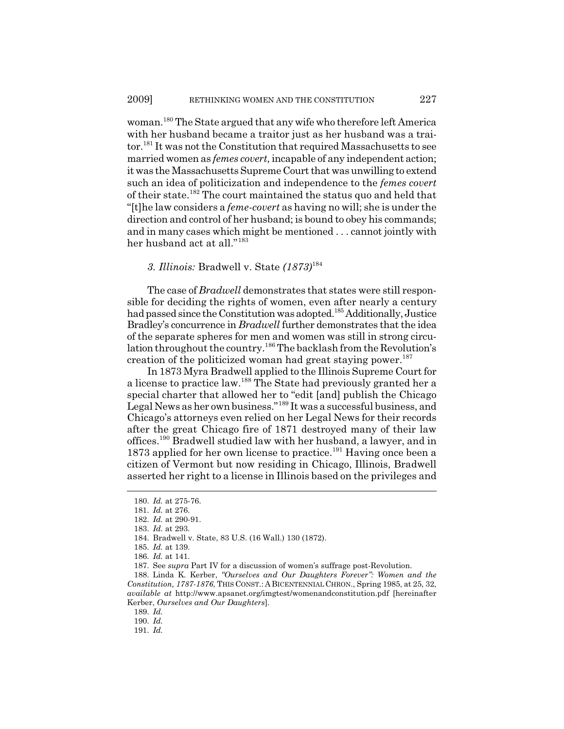woman.[180] The State argued that any wife who therefore left America with her husband became a traitor just as her husband was a traitor.[181] It was not the Constitution that required Massachusetts to see married women as *femes covert*, incapable of any independent action; it was the Massachusetts Supreme Court that was unwilling to extend such an idea of politicization and independence to the *femes covert* of their state.[182] The court maintained the status quo and held that "[t]he law considers a *feme-covert* as having no will; she is under the direction and control of her husband; is bound to obey his commands; and in many cases which might be mentioned . . . cannot jointly with her husband act at all."[183]

### *3. Illinois:* Bradwell v. State *(1873)*[184]

The case of *Bradwell* demonstrates that states were still responsible for deciding the rights of women, even after nearly a century had passed since the Constitution was adopted.[185] Additionally, Justice Bradley's concurrence in *Bradwell* further demonstrates that the idea of the separate spheres for men and women was still in strong circulation throughout the country.[186] The backlash from the Revolution's creation of the politicized woman had great staying power.[187]

In 1873 Myra Bradwell applied to the Illinois Supreme Court for a license to practice law.[188] The State had previously granted her a special charter that allowed her to "edit [and] publish the Chicago Legal News as her own business."[189] It was a successful business, and Chicago's attorneys even relied on her Legal News for their records after the great Chicago fire of 1871 destroyed many of their law offices.[190] Bradwell studied law with her husband, a lawyer, and in 1873 applied for her own license to practice.[191] Having once been a citizen of Vermont but now residing in Chicago, Illinois, Bradwell asserted her right to a license in Illinois based on the privileges and

---

180. *Id.* at 275-76.

181. *Id.* at 276.

182. *Id.* at 290-91.

183. *Id.* at 293.

184. Bradwell v. State, 83 U.S. (16 Wall.) 130 (1872).

185. *Id.* at 139.

186. *Id.* at 141.

187. See *supra* Part IV for a discussion of women's suffrage post-Revolution.

188. Linda K. Kerber, *"Ourselves and Our Daughters Forever": Women and the Constitution, 1787-1876*, THIS CONST.: A BICENTENNIAL CHRON., Spring 1985, at 25, 32, *available at* http://www.apsanet.org/imgtest/womenandconstitution.pdf [hereinafter Kerber, *Ourselves and Our Daughters*].

189. *Id.*

190. *Id.*

191. *Id.*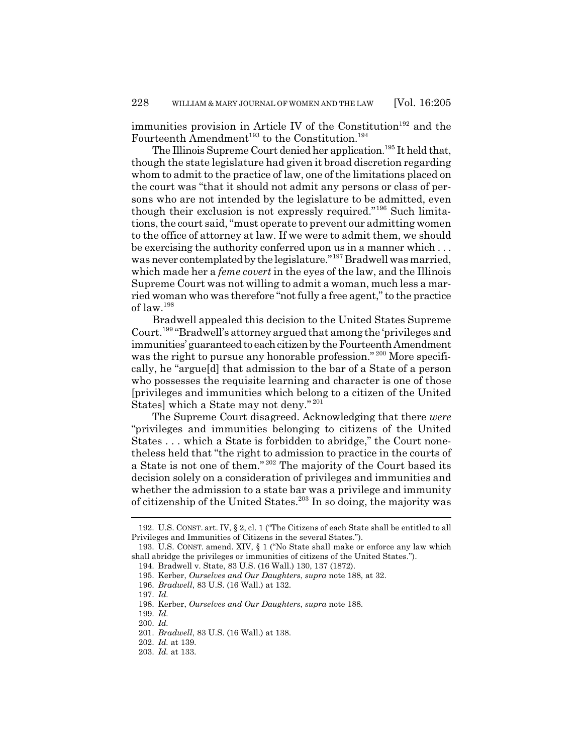immunities provision in Article IV of the Constitution[192] and the Fourteenth Amendment[193] to the Constitution.[194]

The Illinois Supreme Court denied her application.[195] It held that, though the state legislature had given it broad discretion regarding whom to admit to the practice of law, one of the limitations placed on the court was "that it should not admit any persons or class of persons who are not intended by the legislature to be admitted, even though their exclusion is not expressly required."[196] Such limitations, the court said, "must operate to prevent our admitting women to the office of attorney at law. If we were to admit them, we should be exercising the authority conferred upon us in a manner which . . . was never contemplated by the legislature."[197] Bradwell was married, which made her a *feme covert* in the eyes of the law, and the Illinois Supreme Court was not willing to admit a woman, much less a married woman who was therefore "not fully a free agent," to the practice of law.[198]

Bradwell appealed this decision to the United States Supreme Court.[199] "Bradwell's attorney argued that among the 'privileges and immunities' guaranteed to each citizen by the Fourteenth Amendment was the right to pursue any honorable profession."[200] More specifically, he "argue[d] that admission to the bar of a State of a person who possesses the requisite learning and character is one of those [privileges and immunities which belong to a citizen of the United States] which a State may not deny."[201]

The Supreme Court disagreed. Acknowledging that there *were* "privileges and immunities belonging to citizens of the United States . . . which a State is forbidden to abridge," the Court nonetheless held that "the right to admission to practice in the courts of a State is not one of them."[202] The majority of the Court based its decision solely on a consideration of privileges and immunities and whether the admission to a state bar was a privilege and immunity of citizenship of the United States.[203] In so doing, the majority was

192. U.S. CONST. art. IV, § 2, cl. 1 ("The Citizens of each State shall be entitled to all Privileges and Immunities of Citizens in the several States.").

193. U.S. CONST. amend. XIV, § 1 ("No State shall make or enforce any law which shall abridge the privileges or immunities of citizens of the United States.").

194. Bradwell v. State, 83 U.S. (16 Wall.) 130, 137 (1872).

195. Kerber, *Ourselves and Our Daughters*, *supra* note 188, at 32.

196. *Bradwell*, 83 U.S. (16 Wall.) at 132.

197. *Id.*

198. Kerber, *Ourselves and Our Daughters*, *supra* note 188.

199. *Id.*

200. *Id.*

201. *Bradwell*, 83 U.S. (16 Wall.) at 138.

202. *Id.* at 139.

203. *Id.* at 133.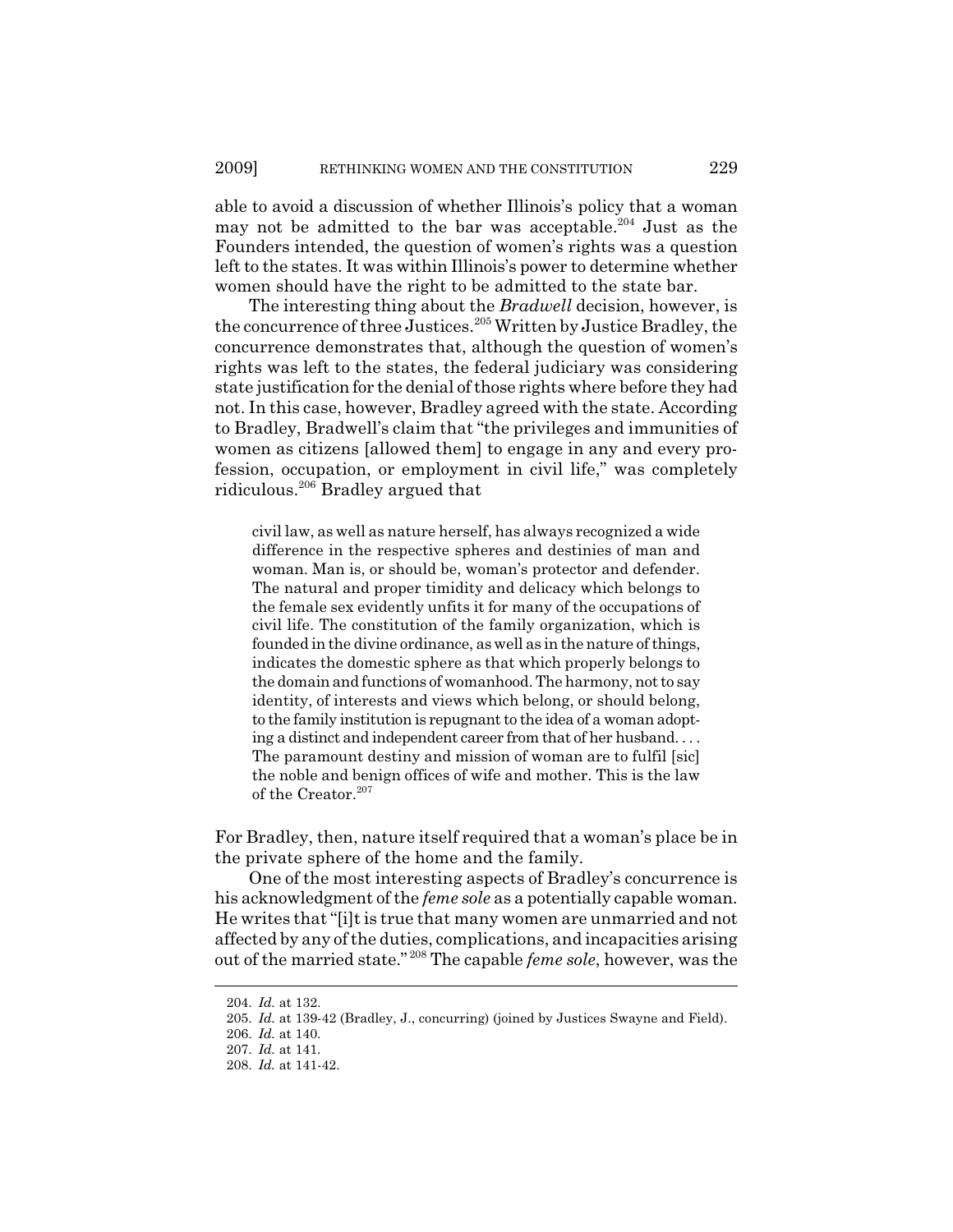able to avoid a discussion of whether Illinois's policy that a woman may not be admitted to the bar was acceptable.[204] Just as the Founders intended, the question of women's rights was a question left to the states. It was within Illinois's power to determine whether women should have the right to be admitted to the state bar.

The interesting thing about the *Bradwell* decision, however, is the concurrence of three Justices.[205] Written by Justice Bradley, the concurrence demonstrates that, although the question of women's rights was left to the states, the federal judiciary was considering state justification for the denial of those rights where before they had not. In this case, however, Bradley agreed with the state. According to Bradley, Bradwell's claim that "the privileges and immunities of women as citizens [allowed them] to engage in any and every profession, occupation, or employment in civil life," was completely ridiculous.[206] Bradley argued that

> civil law, as well as nature herself, has always recognized a wide difference in the respective spheres and destinies of man and woman. Man is, or should be, woman's protector and defender. The natural and proper timidity and delicacy which belongs to the female sex evidently unfits it for many of the occupations of civil life. The constitution of the family organization, which is founded in the divine ordinance, as well as in the nature of things, indicates the domestic sphere as that which properly belongs to the domain and functions of womanhood. The harmony, not to say identity, of interests and views which belong, or should belong, to the family institution is repugnant to the idea of a woman adopting a distinct and independent career from that of her husband. . . . The paramount destiny and mission of woman are to fulfil [sic] the noble and benign offices of wife and mother. This is the law of the Creator.[207]

For Bradley, then, nature itself required that a woman's place be in the private sphere of the home and the family.

One of the most interesting aspects of Bradley's concurrence is his acknowledgment of the *feme sole* as a potentially capable woman. He writes that "[i]t is true that many women are unmarried and not affected by any of the duties, complications, and incapacities arising out of the married state."[208] The capable *feme sole*, however, was the

---

204. *Id.* at 132.

205. *Id.* at 139-42 (Bradley, J., concurring) (joined by Justices Swayne and Field).

206. *Id.* at 140.

207. *Id.* at 141.

208. *Id.* at 141-42.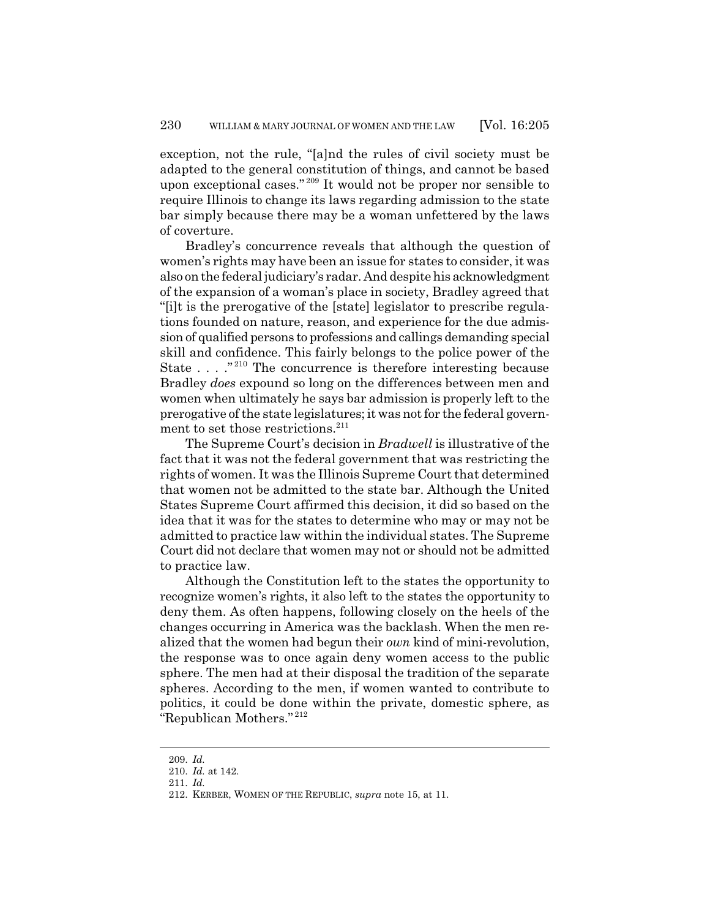exception, not the rule, "[a]nd the rules of civil society must be adapted to the general constitution of things, and cannot be based upon exceptional cases."[209] It would not be proper nor sensible to require Illinois to change its laws regarding admission to the state bar simply because there may be a woman unfettered by the laws of coverture.

Bradley's concurrence reveals that although the question of women's rights may have been an issue for states to consider, it was also on the federal judiciary's radar. And despite his acknowledgment of the expansion of a woman's place in society, Bradley agreed that "[i]t is the prerogative of the [state] legislator to prescribe regulations founded on nature, reason, and experience for the due admission of qualified persons to professions and callings demanding special skill and confidence. This fairly belongs to the police power of the State . . . ."[210] The concurrence is therefore interesting because Bradley *does* expound so long on the differences between men and women when ultimately he says bar admission is properly left to the prerogative of the state legislatures; it was not for the federal government to set those restrictions.[211]

The Supreme Court's decision in *Bradwell* is illustrative of the fact that it was not the federal government that was restricting the rights of women. It was the Illinois Supreme Court that determined that women not be admitted to the state bar. Although the United States Supreme Court affirmed this decision, it did so based on the idea that it was for the states to determine who may or may not be admitted to practice law within the individual states. The Supreme Court did not declare that women may not or should not be admitted to practice law.

Although the Constitution left to the states the opportunity to recognize women's rights, it also left to the states the opportunity to deny them. As often happens, following closely on the heels of the changes occurring in America was the backlash. When the men realized that the women had begun their *own* kind of mini-revolution, the response was to once again deny women access to the public sphere. The men had at their disposal the tradition of the separate spheres. According to the men, if women wanted to contribute to politics, it could be done within the private, domestic sphere, as "Republican Mothers."[212]

---

209. *Id.*

210. *Id.* at 142.

211. *Id.*

212. KERBER, WOMEN OF THE REPUBLIC, *supra* note 15, at 11.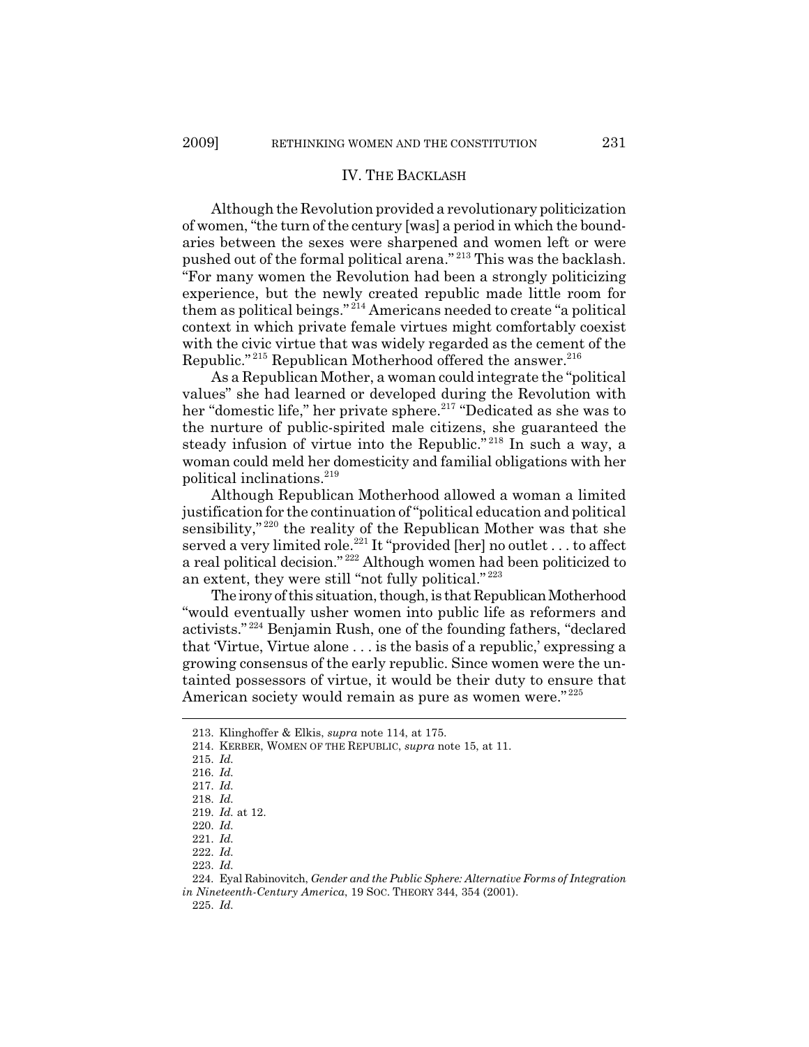## IV. The Backlash

Although the Revolution provided a revolutionary politicization of women, "the turn of the century [was] a period in which the boundaries between the sexes were sharpened and women left or were pushed out of the formal political arena."[213] This was the backlash. "For many women the Revolution had been a strongly politicizing experience, but the newly created republic made little room for them as political beings."[214] Americans needed to create "a political context in which private female virtues might comfortably coexist with the civic virtue that was widely regarded as the cement of the Republic."[215] Republican Motherhood offered the answer.[216]

As a Republican Mother, a woman could integrate the "political values" she had learned or developed during the Revolution with her "domestic life," her private sphere.[217] "Dedicated as she was to the nurture of public-spirited male citizens, she guaranteed the steady infusion of virtue into the Republic."[218] In such a way, a woman could meld her domesticity and familial obligations with her political inclinations.[219]

Although Republican Motherhood allowed a woman a limited justification for the continuation of "political education and political sensibility,"[220] the reality of the Republican Mother was that she served a very limited role.[221] It "provided [her] no outlet . . . to affect a real political decision."[222] Although women had been politicized to an extent, they were still "not fully political."[223]

The irony of this situation, though, is that Republican Motherhood "would eventually usher women into public life as reformers and activists."[224] Benjamin Rush, one of the founding fathers, "declared that 'Virtue, Virtue alone . . . is the basis of a republic,' expressing a growing consensus of the early republic. Since women were the untainted possessors of virtue, it would be their duty to ensure that American society would remain as pure as women were."[225]

---

213. Klinghoffer & Elkis, *supra* note 114, at 175.

214. KERBER, WOMEN OF THE REPUBLIC, *supra* note 15, at 11.

215. *Id.*

216. *Id.*

217. *Id.*

218. *Id.*

219. *Id.* at 12.

220. *Id.*

221. *Id.*

222. *Id.*

223. *Id.*

224. Eyal Rabinovitch, *Gender and the Public Sphere: Alternative Forms of Integration in Nineteenth-Century America*, 19 SOC. THEORY 344, 354 (2001).

225. *Id.*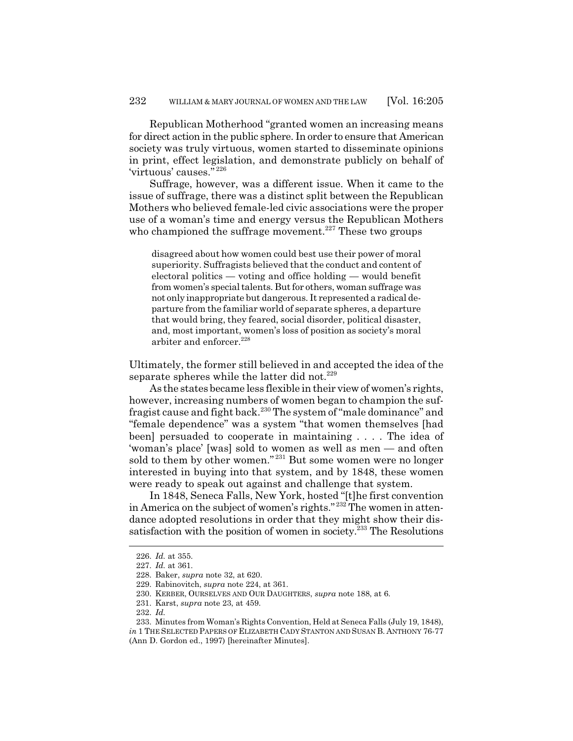Republican Motherhood "granted women an increasing means for direct action in the public sphere. In order to ensure that American society was truly virtuous, women started to disseminate opinions in print, effect legislation, and demonstrate publicly on behalf of 'virtuous' causes."[226]

Suffrage, however, was a different issue. When it came to the issue of suffrage, there was a distinct split between the Republican Mothers who believed female-led civic associations were the proper use of a woman's time and energy versus the Republican Mothers who championed the suffrage movement.[227] These two groups

> disagreed about how women could best use their power of moral superiority. Suffragists believed that the conduct and content of electoral politics — voting and office holding — would benefit from women's special talents. But for others, woman suffrage was not only inappropriate but dangerous. It represented a radical departure from the familiar world of separate spheres, a departure that would bring, they feared, social disorder, political disaster, and, most important, women's loss of position as society's moral arbiter and enforcer.[228]

Ultimately, the former still believed in and accepted the idea of the separate spheres while the latter did not.[229]

As the states became less flexible in their view of women's rights, however, increasing numbers of women began to champion the suffragist cause and fight back.[230] The system of "male dominance" and "female dependence" was a system "that women themselves [had been] persuaded to cooperate in maintaining . . . . The idea of 'woman's place' [was] sold to women as well as men — and often sold to them by other women."[231] But some women were no longer interested in buying into that system, and by 1848, these women were ready to speak out against and challenge that system.

In 1848, Seneca Falls, New York, hosted "[t]he first convention in America on the subject of women's rights."[232] The women in attendance adopted resolutions in order that they might show their dissatisfaction with the position of women in society.[233] The Resolutions

---

226. *Id.* at 355.

227. *Id.* at 361.

228. Baker, *supra* note 32, at 620.

229. Rabinovitch, *supra* note 224, at 361.

230. KERBER, OURSELVES AND OUR DAUGHTERS, *supra* note 188, at 6.

231. Karst, *supra* note 23, at 459.

232. *Id.*

233. Minutes from Woman's Rights Convention, Held at Seneca Falls (July 19, 1848), *in* 1 THE SELECTED PAPERS OF ELIZABETH CADY STANTON AND SUSAN B. ANTHONY 76-77 (Ann D. Gordon ed., 1997) [hereinafter Minutes].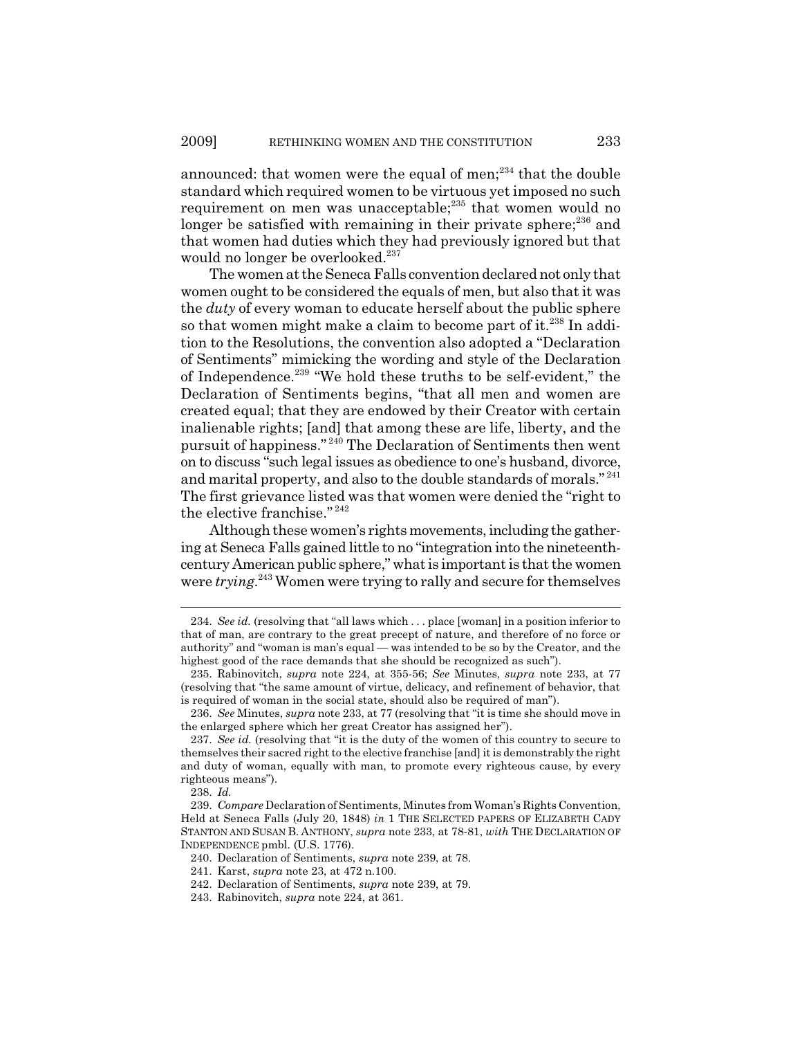announced: that women were the equal of men;[234] that the double standard which required women to be virtuous yet imposed no such requirement on men was unacceptable;[235] that women would no longer be satisfied with remaining in their private sphere;[236] and that women had duties which they had previously ignored but that would no longer be overlooked.[237]

The women at the Seneca Falls convention declared not only that women ought to be considered the equals of men, but also that it was the *duty* of every woman to educate herself about the public sphere so that women might make a claim to become part of it.[238] In addition to the Resolutions, the convention also adopted a "Declaration of Sentiments" mimicking the wording and style of the Declaration of Independence.[239] "We hold these truths to be self-evident," the Declaration of Sentiments begins, "that all men and women are created equal; that they are endowed by their Creator with certain inalienable rights; [and] that among these are life, liberty, and the pursuit of happiness."[240] The Declaration of Sentiments then went on to discuss "such legal issues as obedience to one's husband, divorce, and marital property, and also to the double standards of morals."[241] The first grievance listed was that women were denied the "right to the elective franchise."[242]

Although these women's rights movements, including the gathering at Seneca Falls gained little to no "integration into the nineteenth-century American public sphere," what is important is that the women were *trying*.[243] Women were trying to rally and secure for themselves

---

234. *See id.* (resolving that "all laws which . . . place [woman] in a position inferior to that of man, are contrary to the great precept of nature, and therefore of no force or authority" and "woman is man's equal — was intended to be so by the Creator, and the highest good of the race demands that she should be recognized as such").

235. Rabinovitch, *supra* note 224, at 355-56; *See* Minutes, *supra* note 233, at 77 (resolving that "the same amount of virtue, delicacy, and refinement of behavior, that is required of woman in the social state, should also be required of man").

236. *See* Minutes, *supra* note 233, at 77 (resolving that "it is time she should move in the enlarged sphere which her great Creator has assigned her").

237. *See id.* (resolving that "it is the duty of the women of this country to secure to themselves their sacred right to the elective franchise [and] it is demonstrably the right and duty of woman, equally with man, to promote every righteous cause, by every righteous means").

238. *Id.*

239. *Compare* Declaration of Sentiments, Minutes from Woman's Rights Convention, Held at Seneca Falls (July 20, 1848) *in* 1 THE SELECTED PAPERS OF ELIZABETH CADY STANTON AND SUSAN B. ANTHONY, *supra* note 233, at 78-81, *with* THE DECLARATION OF INDEPENDENCE pmbl. (U.S. 1776).

240. Declaration of Sentiments, *supra* note 239, at 78.

241. Karst, *supra* note 23, at 472 n.100.

242. Declaration of Sentiments, *supra* note 239, at 79.

243. Rabinovitch, *supra* note 224, at 361.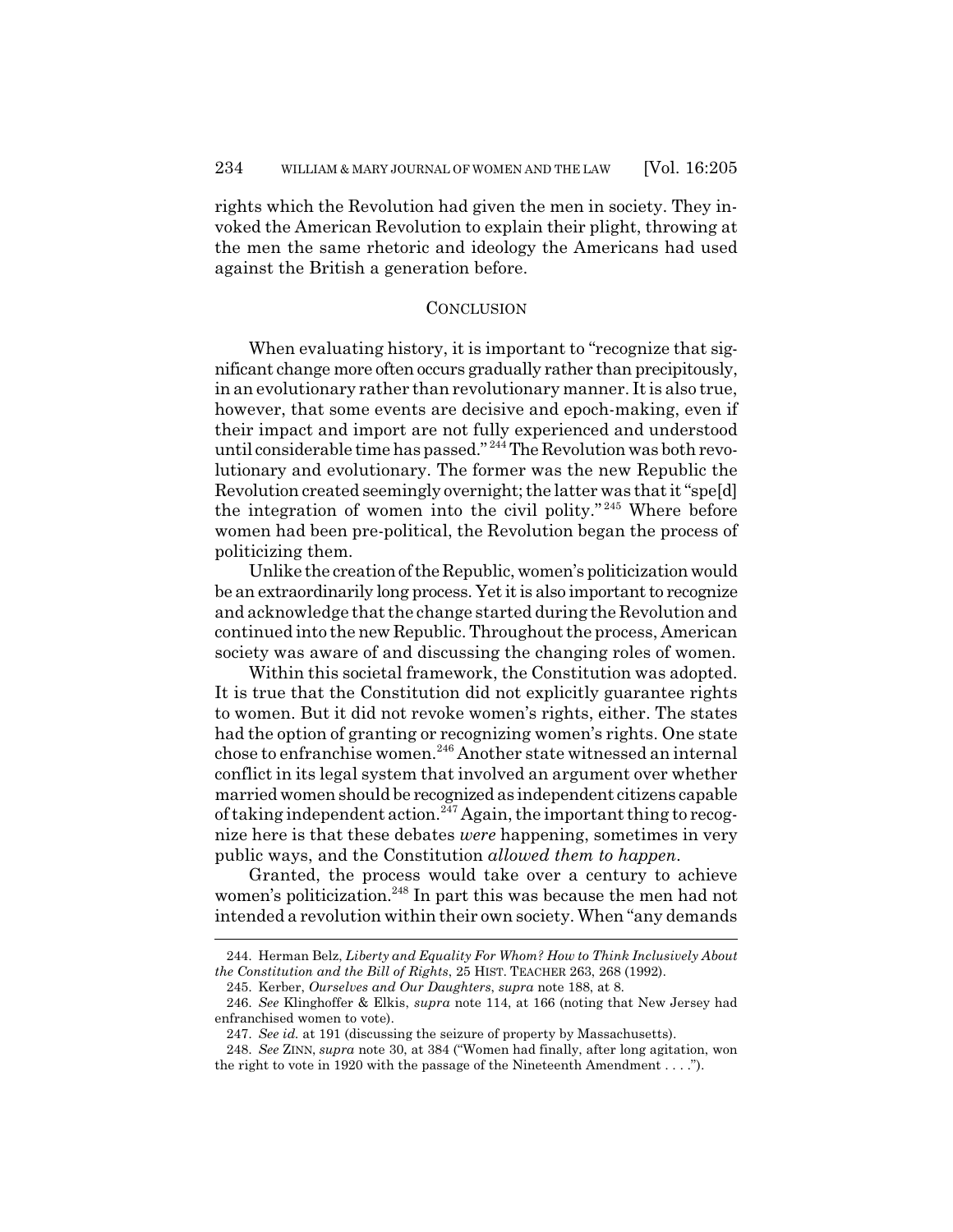rights which the Revolution had given the men in society. They invoked the American Revolution to explain their plight, throwing at the men the same rhetoric and ideology the Americans had used against the British a generation before.

## CONCLUSION

When evaluating history, it is important to "recognize that significant change more often occurs gradually rather than precipitously, in an evolutionary rather than revolutionary manner. It is also true, however, that some events are decisive and epoch-making, even if their impact and import are not fully experienced and understood until considerable time has passed."[244] The Revolution was both revolutionary and evolutionary. The former was the new Republic the Revolution created seemingly overnight; the latter was that it "spe[d] the integration of women into the civil polity."[245] Where before women had been pre-political, the Revolution began the process of politicizing them.

Unlike the creation of the Republic, women's politicization would be an extraordinarily long process. Yet it is also important to recognize and acknowledge that the change started during the Revolution and continued into the new Republic. Throughout the process, American society was aware of and discussing the changing roles of women.

Within this societal framework, the Constitution was adopted. It is true that the Constitution did not explicitly guarantee rights to women. But it did not revoke women's rights, either. The states had the option of granting or recognizing women's rights. One state chose to enfranchise women.[246] Another state witnessed an internal conflict in its legal system that involved an argument over whether married women should be recognized as independent citizens capable of taking independent action.[247] Again, the important thing to recognize here is that these debates *were* happening, sometimes in very public ways, and the Constitution *allowed them to happen*.

Granted, the process would take over a century to achieve women's politicization.[248] In part this was because the men had not intended a revolution within their own society. When "any demands

---

244. Herman Belz, *Liberty and Equality For Whom? How to Think Inclusively About the Constitution and the Bill of Rights*, 25 HIST. TEACHER 263, 268 (1992).

245. Kerber, *Ourselves and Our Daughters*, *supra* note 188, at 8.

246. *See* Klinghoffer & Elkis, *supra* note 114, at 166 (noting that New Jersey had enfranchised women to vote).

247. *See id.* at 191 (discussing the seizure of property by Massachusetts).

248. *See* ZINN, *supra* note 30, at 384 ("Women had finally, after long agitation, won the right to vote in 1920 with the passage of the Nineteenth Amendment . . . .").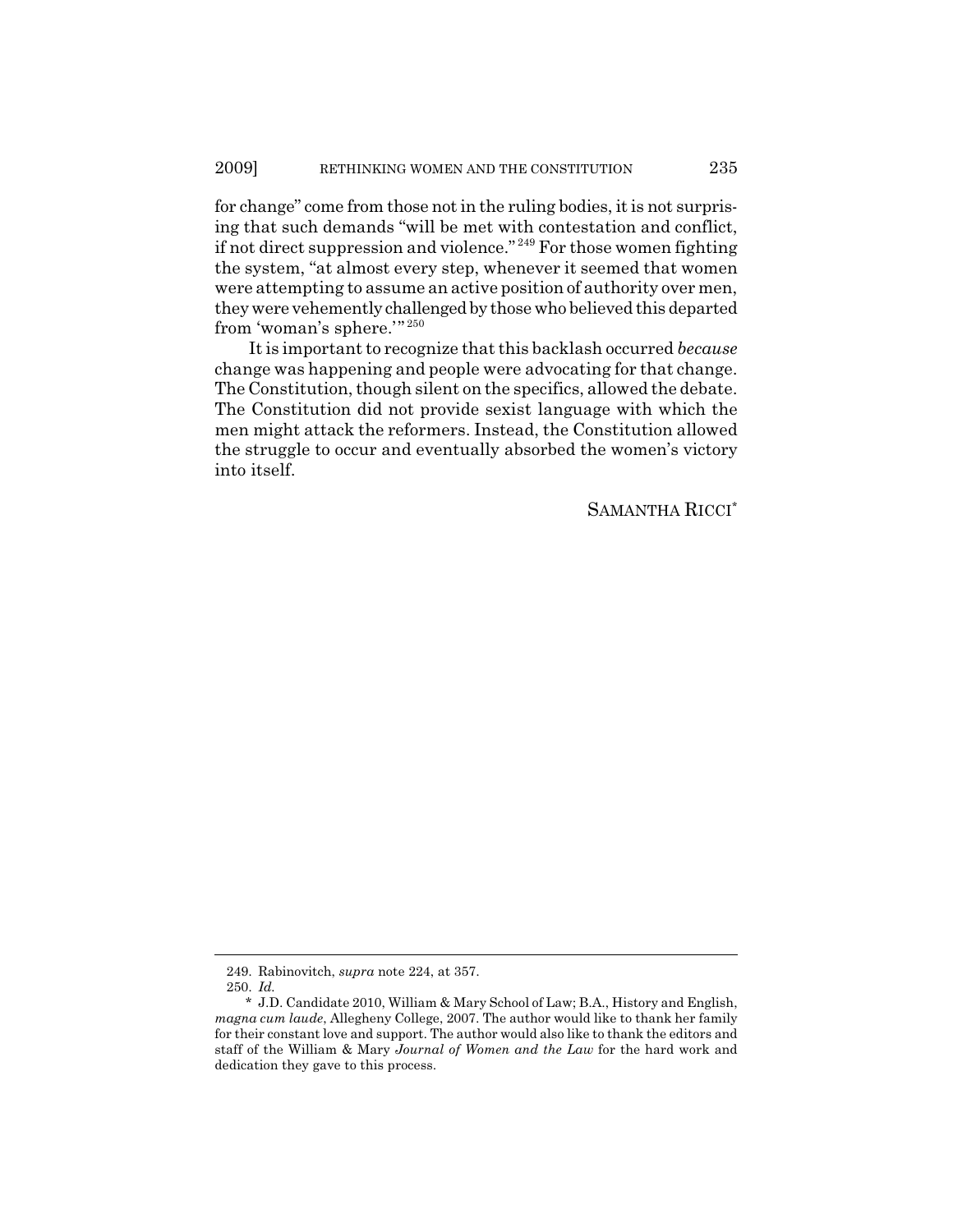for change" come from those not in the ruling bodies, it is not surprising that such demands "will be met with contestation and conflict, if not direct suppression and violence."[249] For those women fighting the system, "at almost every step, whenever it seemed that women were attempting to assume an active position of authority over men, they were vehemently challenged by those who believed this departed from 'woman's sphere.'"[250]

It is important to recognize that this backlash occurred *because* change was happening and people were advocating for that change. The Constitution, though silent on the specifics, allowed the debate. The Constitution did not provide sexist language with which the men might attack the reformers. Instead, the Constitution allowed the struggle to occur and eventually absorbed the women's victory into itself.

SAMANTHA RICCI[*]

---

249. Rabinovitch, *supra* note 224, at 357.

250. *Id.*

\* J.D. Candidate 2010, William & Mary School of Law; B.A., History and English, *magna cum laude*, Allegheny College, 2007. The author would like to thank her family for their constant love and support. The author would also like to thank the editors and staff of the William & Mary *Journal of Women and the Law* for the hard work and dedication they gave to this process.